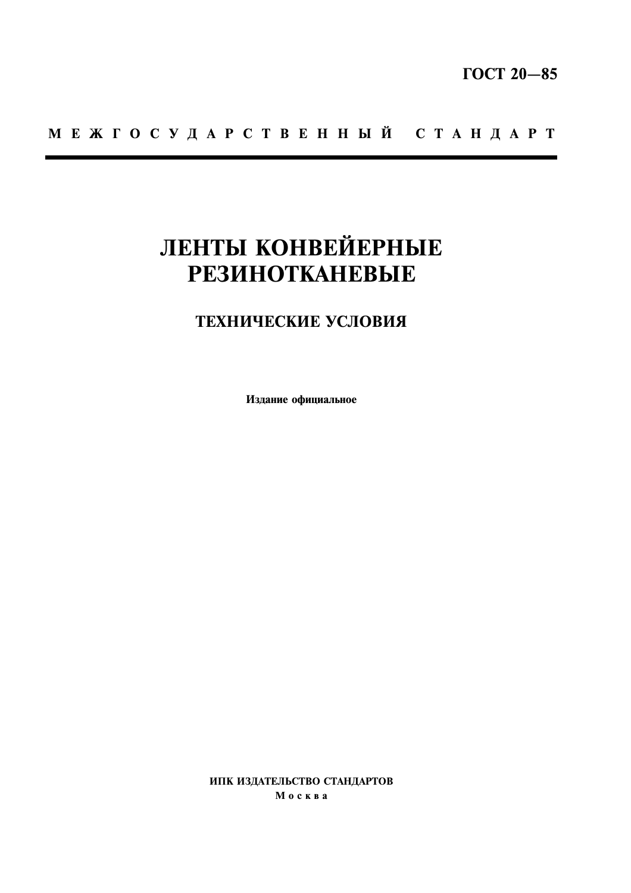**ГОСТ 20—85**

**М Е Ж Г О С У Д А Р С Т В Е Н Н Ы Й   С Т А Н Д А Р Т**

---

# ЛЕНТЫ КОНВЕЙЕРНЫЕ РЕЗИНОТКАНЕВЫЕ

## ТЕХНИЧЕСКИЕ УСЛОВИЯ

**Издание официальное**

**ИПК ИЗДАТЕЛЬСТВО СТАНДАРТОВ**
**М о с к в а**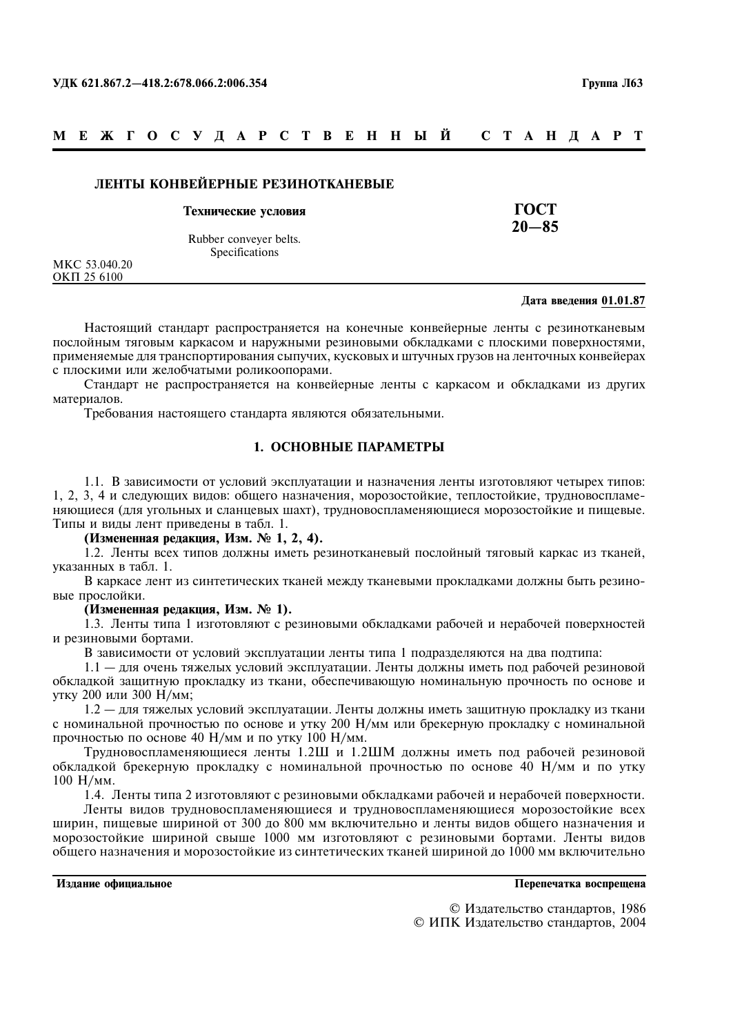УДК 621.867.2—418.2:678.066.2:006.354 **Группа Л63**

**М Е Ж Г О С У Д А Р С Т В Е Н Н Ы Й   С Т А Н Д А Р Т**

**ЛЕНТЫ КОНВЕЙЕРНЫЕ РЕЗИНОТКАНЕВЫЕ**

**Технические условия**

Rubber conveyer belts.
Specifications

**ГОСТ 20—85**

МКС 53.040.20
ОКП 25 6100

**Дата введения 01.01.87**

Настоящий стандарт распространяется на конечные конвейерные ленты с резинотканевым послойным тяговым каркасом и наружными резиновыми обкладками с плоскими поверхностями, применяемые для транспортирования сыпучих, кусковых и штучных грузов на ленточных конвейерах с плоскими или желобчатыми роликоопорами.

Стандарт не распространяется на конвейерные ленты с каркасом и обкладками из других материалов.

Требования настоящего стандарта являются обязательными.

## 1. ОСНОВНЫЕ ПАРАМЕТРЫ

1.1. В зависимости от условий эксплуатации и назначения ленты изготовляют четырех типов: 1, 2, 3, 4 и следующих видов: общего назначения, морозостойкие, теплостойкие, трудновоспламеняющиеся (для угольных и сланцевых шахт), трудновоспламеняющиеся морозостойкие и пищевые. Типы и виды лент приведены в табл. 1.

**(Измененная редакция, Изм. № 1, 2, 4).**

1.2. Ленты всех типов должны иметь резинотканевый послойный тяговый каркас из тканей, указанных в табл. 1.

В каркасе лент из синтетических тканей между тканевыми прокладками должны быть резиновые прослойки.

**(Измененная редакция, Изм. № 1).**

1.3. Ленты типа 1 изготовляют с резиновыми обкладками рабочей и нерабочей поверхностей и резиновыми бортами.

В зависимости от условий эксплуатации ленты типа 1 подразделяются на два подтипа:

1.1 — для очень тяжелых условий эксплуатации. Ленты должны иметь под рабочей резиновой обкладкой защитную прокладку из ткани, обеспечивающую номинальную прочность по основе и утку 200 или 300 Н/мм;

1.2 — для тяжелых условий эксплуатации. Ленты должны иметь защитную прокладку из ткани с номинальной прочностью по основе и утку 200 Н/мм или брекерную прокладку с номинальной прочностью по основе 40 Н/мм и по утку 100 Н/мм.

Трудновоспламеняющиеся ленты 1.2Ш и 1.2ШМ должны иметь под рабочей резиновой обкладкой брекерную прокладку с номинальной прочностью по основе 40 Н/мм и по утку 100 Н/мм.

1.4. Ленты типа 2 изготовляют с резиновыми обкладками рабочей и нерабочей поверхности.

Ленты видов трудновоспламеняющиеся и трудновоспламеняющиеся морозостойкие всех ширин, пищевые шириной от 300 до 800 мм включительно и ленты видов общего назначения и морозостойкие шириной свыше 1000 мм изготовляют с резиновыми бортами. Ленты видов общего назначения и морозостойкие из синтетических тканей шириной до 1000 мм включительно

**Издание официальное** **Перепечатка воспрещена**

© Издательство стандартов, 1986
© ИПК Издательство стандартов, 2004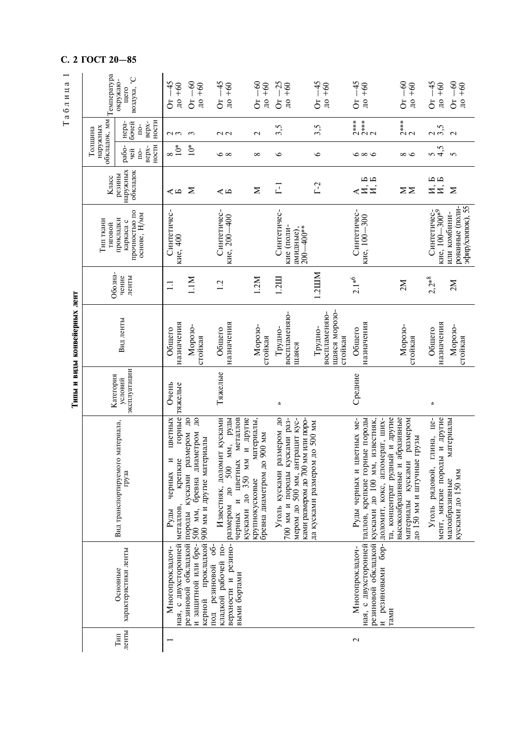Таблица 1

**Типы и виды конвейерных лент**

| Тип ленты | Основные характеристики ленты | Вид транспортируемого материала, груза | Категория условий эксплуатации | Вид ленты | Обозначение ленты | Тип ткани тяговой прокладки каркаса с прочностью по основе, Н/мм | Класс резины наружных обкладок | Толщина наружных обкладок, мм | | Температура окружающего воздуха, °С |
|---|---|---|---|---|---|---|---|---|---|---|
| | | | | | | | | рабочей поверхности | нерабочей поверхности | |
| 1 | Многопрокладочная, с двухсторонней резиновой обкладкой и защитной или брекерной прокладкой под резиновой обкладкой рабочей поверхности и резиновыми бортами | Руды черных и цветных металлов, крепкие горные породы кусками размером до 500 мм, бревна диаметром до 900 мм и другие материалы | Очень тяжелые | Общего назначения | 1.1 | Синтетические, 400 | А<br>Б | 8<br>10* | 2<br>3 | От −45 до +60 |
| | | | | Морозостойкая | 1.1М | | М | 10* | 3 | От −60 до +60 |
| | | Известняк, доломит кусками размером до 500 мм, руды черных и цветных металлов кусками до 350 мм и другие крупнокусковые материалы, бревна диаметром до 900 мм | Тяжелые | Общего назначения | 1.2 | Синтетические, 200—400 | А<br>Б | 6<br>8 | 2<br>2 | От −45 до +60 |
| | | | | Морозостойкая | 1.2М | | М | 8 | 2 | От −60 до +60 |
| | | Уголь кусками размером до 700 мм и породы кусками размером до 500 мм, антрацит кусками размером до 700 мм или породы кусками размером до 500 мм | » | Трудновоспламеняющаяся | 1.2Ш | Синтетические (полиамидные), 200—400** | Г-1 | 6 | 3,5 | От −25 до +60 |
| | | | | Трудновоспламеняющаяся морозостойкая | 1.2ШМ | | Г-2 | 6 | 3,5 | От −45 до +60 |
| 2 | Многопрокладочная, с двухсторонней резиновой обкладкой и резиновыми бортами | Руды черных и цветных металлов, крепкие горные породы кусками до 100 мм, известняк, доломит, кокс, агломерат, шихта, концентрат рудный и другие высокоабразивные и абразивные материалы кусками размером до 150 мм и штучные грузы | Средние | Общего назначения | 2.1*[6] | Синтетические, 100—300 | А<br>И, Б<br>И, Б | 6<br>8<br>6 | 2***<br>2***<br>2 | От −45 до +60 |
| | | | | Морозостойкая | 2М | | М<br>М | 8<br>6 | 2***<br>2 | От −60 до +60 |
| | | Уголь рядовой, глина, цемент, мягкие породы и другие малоабразивные материалы кусками до 150 мм | » | Общего назначения | 2,2*[8] | Синтетические, 100—300*[9] или комбинированные (полиэфир/хлопок), 55 | И, Б<br>И, Б | 5<br>4,5 | 2<br>3,5 | От −45 до +60 |
| | | | | Морозостойкая | 2М | | М | 5 | 2 | От −60 до +60 |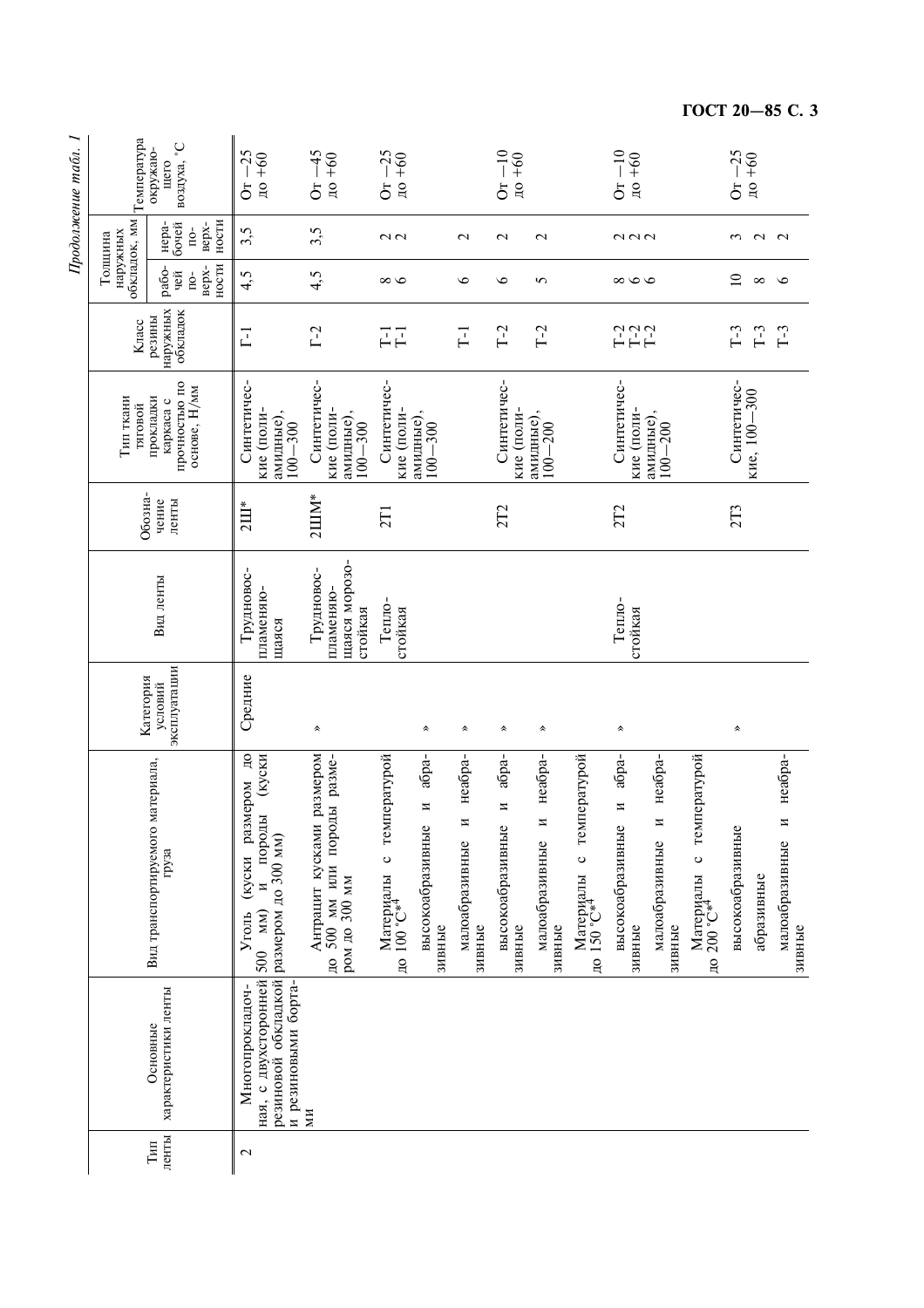*Продолжение табл. 1*

| Тип ленты | Основные характеристики ленты | Вид транспортируемого материала, груза | Категория условий эксплуатации | Вид ленты | Обозначение ленты | Тип ткани тяговой прокладки каркаса с прочностью по основе, Н/мм | Класс резины наружных обкладок | Толщина наружных обкладок, мм | | Температура окружающего воздуха, °С |
|---|---|---|---|---|---|---|---|---|---|---|
| | | | | | | | | рабочей поверхности | нерабочей поверхности | |
| 2 | Многопрокладочная, с двухсторонней резиновой обкладкой и резиновыми бортами | Уголь (куски размером до 500 мм) и породы (куски размером до 300 мм) | Средние | Трудновоспламеняющаяся | 2Ш* | Синтетические (полиамидные), 100—300 | Г-1 | 4,5 | 3,5 | От −25 до +60 |
| | | Антрацит кусками размером до 500 мм или породы размером до 300 мм | » | Трудновоспламеняющаяся морозостойкая | 2ШМ* | Синтетические (полиамидные), 100—300 | Г-2 | 4,5 | 3,5 | От −45 до +60 |
| | | Материалы с температурой до 100 °С*4 | | Теплостойкая | 2Т1 | Синтетические (полиамидные), 100—300 | Т-1<br>Т-1 | 8<br>6 | 2<br>2 | От −25 до +60 |
| | | высокоабразивные и абразивные | » | | | | | | | |
| | | малоабразивные и неабразивные | » | | | | Т-1 | 6 | 2 | |
| | | высокоабразивные и абразивные | » | | 2Т2 | Синтетические (полиамидные), 100—200 | Т-2 | 6 | 2 | От −10 до +60 |
| | | малоабразивные и неабразивные | » | | | | Т-2 | 5 | 2 | |
| | | Материалы с температурой до 150 °С*4 | | | | | | | | |
| | | высокоабразивные и абразивные | » | Теплостойкая | 2Т2 | Синтетические (полиамидные), 100—200 | Т-2<br>Т-2<br>Т-2 | 8<br>6<br>6 | 2<br>2<br>2 | От −10 до +60 |
| | | малоабразивные и неабразивные | | | | | | | | |
| | | Материалы с температурой до 200 °С*4 | | | | | | | | |
| | | высокоабразивные | » | | 2Т3 | Синтетические, 100—300 | Т-3 | 10 | 3 | От −25 до +60 |
| | | абразивные | | | | | Т-3 | 8 | 2 | |
| | | малоабразивные и неабразивные | | | | | Т-3 | 6 | 2 | |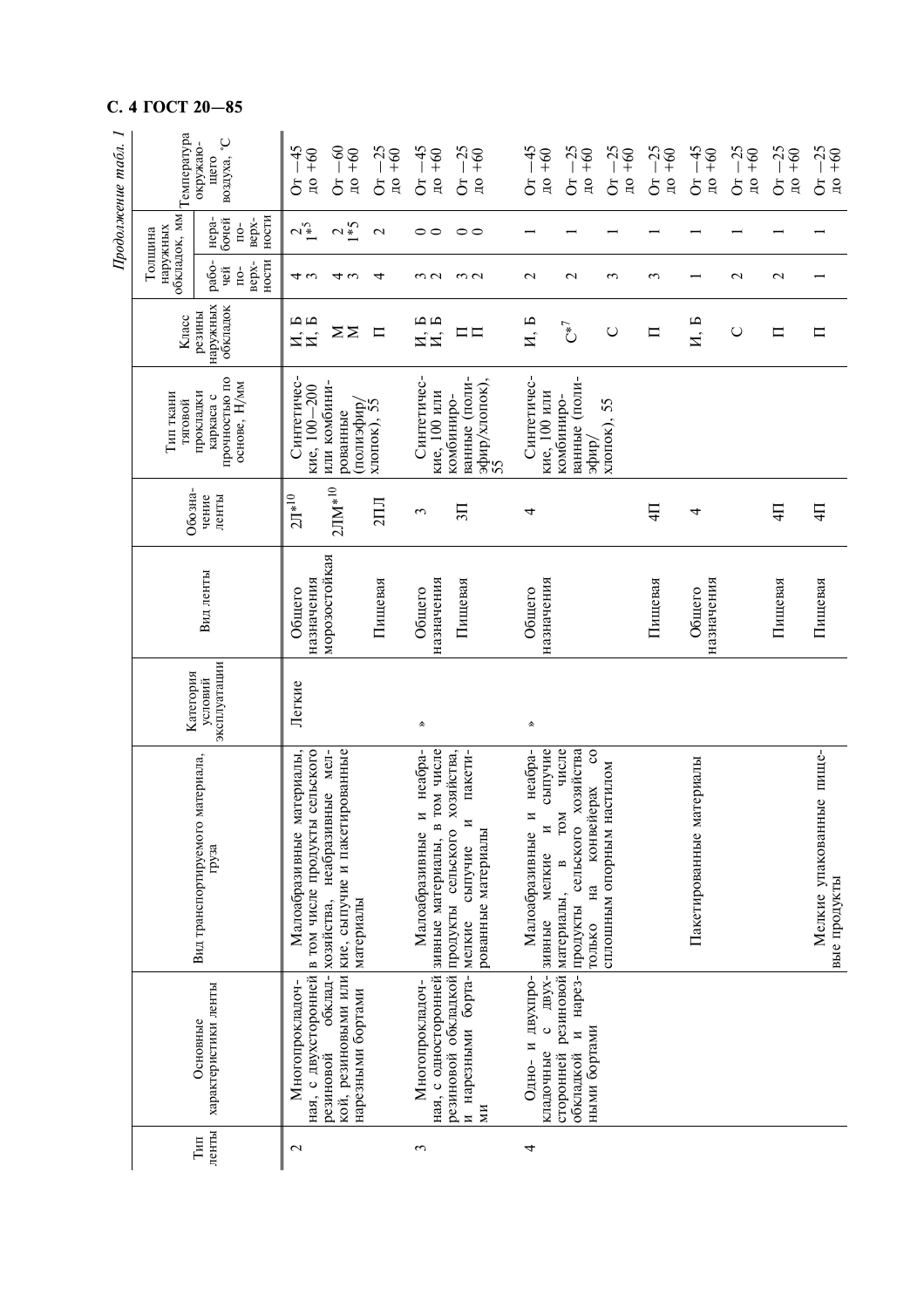*Продолжение табл. 1*

| Тип ленты | Основные характеристики ленты | Вид транспортируемого материала, груза | Категория условий эксплуатации | Вид ленты | Обозначение ленты | Тип ткани тяговой прокладки каркаса с прочностью по основе, Н/мм | Класс резины наружных обкладок | Толщина наружных обкладок, мм | | Температура окружающего воздуха, °С |
|---|---|---|---|---|---|---|---|---|---|---|
| | | | | | | | | рабочей поверхности | нерабочей поверхности | |
| 2 | Многопрокладочная, с двухсторонней резиновой обкладкой, резиновыми или нарезными бортами | Малоабразивные материалы, в том числе продукты сельского хозяйства, неабразивные мелкие, сыпучие и пакетированные материалы | Легкие | Общего назначения | 2Л*[10] | Синтетические, 100—200 или комбинированные (полиэфир/хлопок), 55 | И, Б<br>И, Б | 4<br>3 | 2<br>1*[5] | От −45 до +60 |
| | | | | морозостойкая | 2ЛМ*[10] | | М<br>М | 4<br>3 | 2<br>1*[5] | От −60 до +60 |
| | | | | Пищевая | 2ПЛ | | П | 4 | 2 | От −25 до +60 |
| 3 | Многопрокладочная, с односторонней резиновой обкладкой и нарезными бортами | Малоабразивные и неабразивные материалы, в том числе продукты сельского хозяйства, мелкие сыпучие и пакетированные материалы | » | Общего назначения | 3 | Синтетические, 100 или комбинированные (полиэфир/хлопок), 55 | И, Б<br>И, Б | 3<br>2 | 0<br>0 | От −45 до +60 |
| | | | | Пищевая | 3П | | П<br>П | 3<br>2 | 0<br>0 | От −25 до +60 |
| 4 | Одно- и двухпрокладочные с двухсторонней резиновой обкладкой и нарезными бортами | Малоабразивные и неабразивные мелкие и сыпучие материалы, в том числе продукты сельского хозяйства только на конвейерах со сплошным опорным настилом | » | Общего назначения | 4 | Синтетические, 100 или комбинированные (полиэфир/хлопок), 55 | И, Б | 2 | 1 | От −45 до +60 |
| | | | | | | | С*[7] | 2 | 1 | От −25 до +60 |
| | | | | | | | С | 3 | 1 | От −25 до +60 |
| | | | | Пищевая | 4П | | П | 3 | 1 | От −25 до +60 |
| | | Пакетированные материалы | | Общего назначения | 4 | | И, Б | 1 | 1 | От −45 до +60 |
| | | | | | | | С | 2 | 1 | От −25 до +60 |
| | | | | Пищевая | 4П | | П | 2 | 1 | От −25 до +60 |
| | | Мелкие упакованные пищевые продукты | | Пищевая | 4П | | П | 1 | 1 | От −25 до +60 |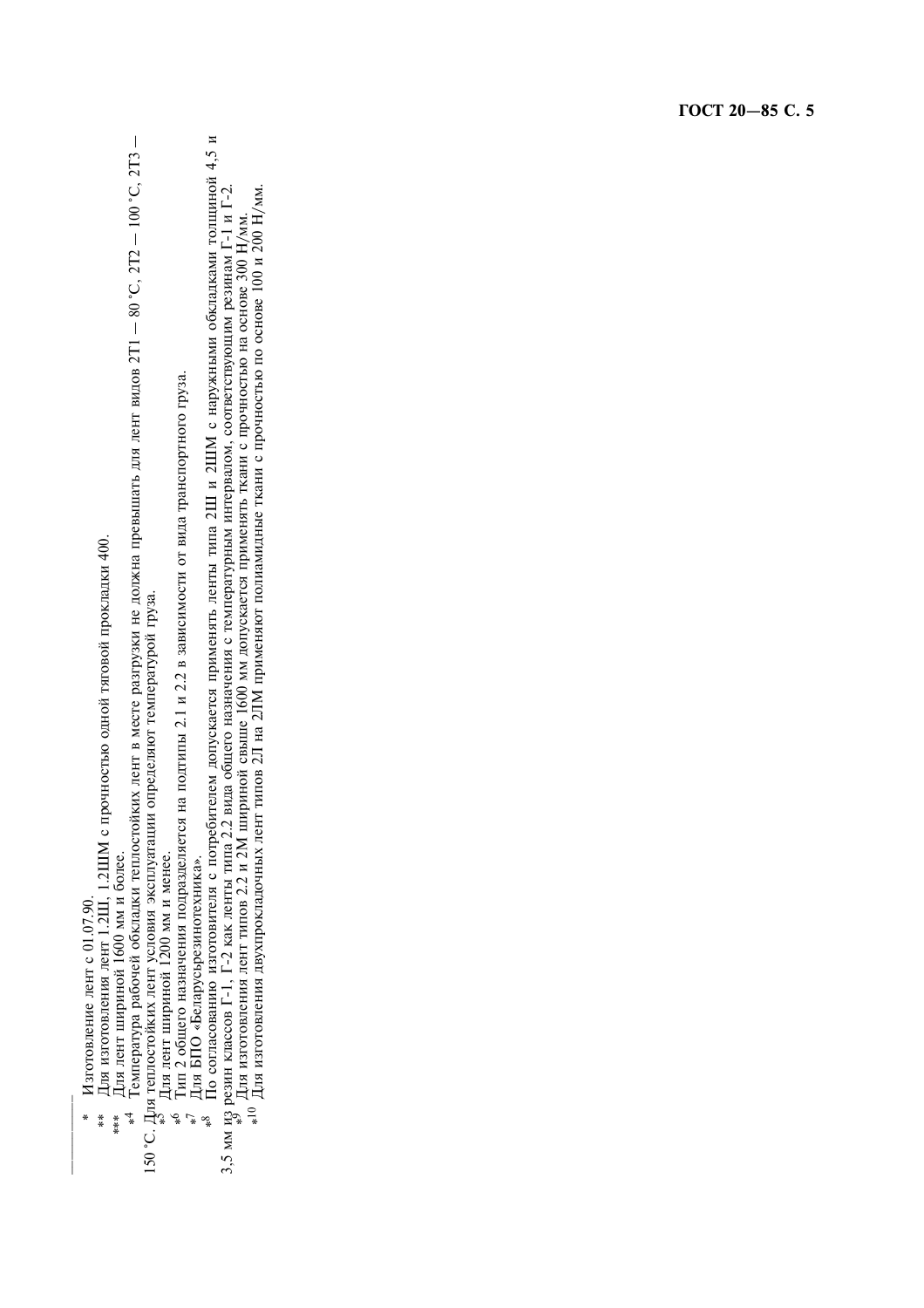* Изготовление лент с 01.07.90.

** Для изготовления лент 1.2Ш, 1.2ШМ с прочностью одной тяговой прокладки 400.

*** Для лент шириной 1600 мм и более.

*4 Температура рабочей обкладки теплостойких лент в месте разгрузки не должна превышать для лент видов 2Т1 — 80 °С, 2Т2 — 100 °С, 2Т3 — 150 °С. Для теплостойких лент условия эксплуатации определяют температурой груза.

*5 Для лент шириной 1200 мм и менее.

*6 Тип 2 общего назначения подразделяется на подтипы 2.1 и 2.2 в зависимости от вида транспортного груза.

*7 Для БПО «Беларусьрезинотехника».

*8 По согласованию изготовителя с потребителем допускается применять ленты типа 2Ш и 2ШМ с наружными обкладками толщиной 4,5 и 3,5 мм из резин классов Г-1, Г-2 как ленты типа 2.2 вида общего назначения с температурным интервалом, соответствующим резинам Г-1 и Г-2.

*9 Для изготовления лент типов 2.2 и 2М шириной свыше 1600 мм допускается применять ткани с прочностью на основе 300 Н/мм.

*10 Для изготовления двухпрокладочных лент типов 2Л на 2ЛМ применяют полиамидные ткани с прочностью по основе 100 и 200 Н/мм.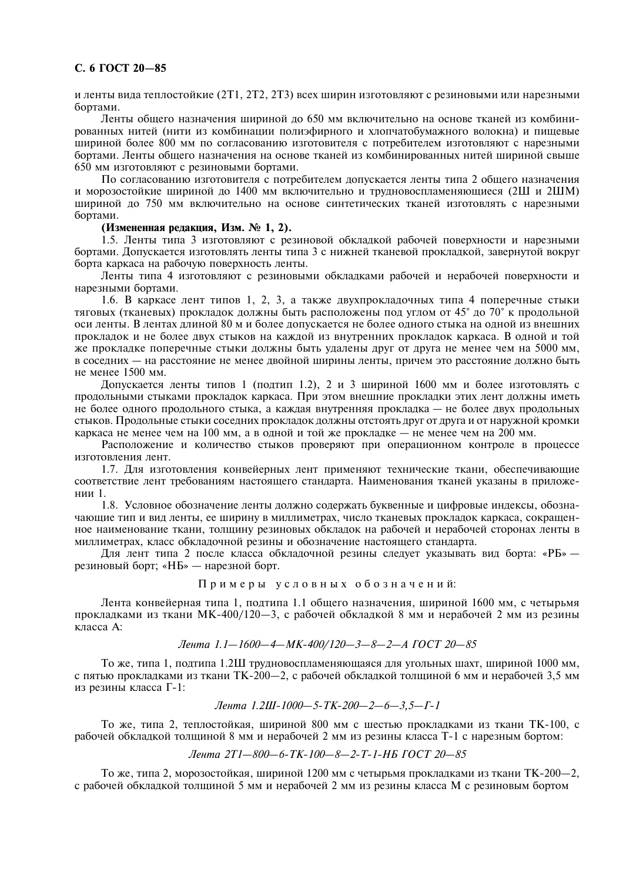и ленты вида теплостойкие (2Т1, 2Т2, 2Т3) всех ширин изготовляют с резиновыми или нарезными бортами.

Ленты общего назначения шириной до 650 мм включительно на основе тканей из комбинированных нитей (нити из комбинации полиэфирного и хлопчатобумажного волокна) и пищевые шириной более 800 мм по согласованию изготовителя с потребителем изготовляют с нарезными бортами. Ленты общего назначения на основе тканей из комбинированных нитей шириной свыше 650 мм изготовляют с резиновыми бортами.

По согласованию изготовителя с потребителем допускается ленты типа 2 общего назначения и морозостойкие шириной до 1400 мм включительно и трудновоспламеняющиеся (2Ш и 2ШМ) шириной до 750 мм включительно на основе синтетических тканей изготовлять с нарезными бортами.

**(Измененная редакция, Изм. № 1, 2).**

1.5. Ленты типа 3 изготовляют с резиновой обкладкой рабочей поверхности и нарезными бортами. Допускается изготовлять ленты типа 3 с нижней тканевой прокладкой, завернутой вокруг борта каркаса на рабочую поверхность ленты.

Ленты типа 4 изготовляют с резиновыми обкладками рабочей и нерабочей поверхности и нарезными бортами.

1.6. В каркасе лент типов 1, 2, 3, а также двухпрокладочных типа 4 поперечные стыки тяговых (тканевых) прокладок должны быть расположены под углом от 45° до 70° к продольной оси ленты. В лентах длиной 80 м и более допускается не более одного стыка на одной из внешних прокладок и не более двух стыков на каждой из внутренних прокладок каркаса. В одной и той же прокладке поперечные стыки должны быть удалены друг от друга не менее чем на 5000 мм, в соседних — на расстояние не менее двойной ширины ленты, причем это расстояние должно быть не менее 1500 мм.

Допускается ленты типов 1 (подтип 1.2), 2 и 3 шириной 1600 мм и более изготовлять с продольными стыками прокладок каркаса. При этом внешние прокладки этих лент должны иметь не более одного продольного стыка, а каждая внутренняя прокладка — не более двух продольных стыков. Продольные стыки соседних прокладок должны отстоять друг от друга и от наружной кромки каркаса не менее чем на 100 мм, а в одной и той же прокладке — не менее чем на 200 мм.

Расположение и количество стыков проверяют при операционном контроле в процессе изготовления лент.

1.7. Для изготовления конвейерных лент применяют технические ткани, обеспечивающие соответствие лент требованиям настоящего стандарта. Наименования тканей указаны в приложении 1.

1.8. Условное обозначение ленты должно содержать буквенные и цифровые индексы, обозначающие тип и вид ленты, ее ширину в миллиметрах, число тканевых прокладок каркаса, сокращенное наименование ткани, толщину резиновых обкладок на рабочей и нерабочей сторонах ленты в миллиметрах, класс обкладочной резины и обозначение настоящего стандарта.

Для лент типа 2 после класса обкладочной резины следует указывать вид борта: «РБ» — резиновый борт; «НБ» — нарезной борт.

Примеры условных обозначений:

Лента конвейерная типа 1, подтипа 1.1 общего назначения, шириной 1600 мм, с четырьмя прокладками из ткани МК-400/120—3, с рабочей обкладкой 8 мм и нерабочей 2 мм из резины класса А:

*Лента 1.1—1600—4—МК-400/120—3—8—2—А ГОСТ 20—85*

То же, типа 1, подтипа 1.2Ш трудновоспламеняющаяся для угольных шахт, шириной 1000 мм, с пятью прокладками из ткани ТК-200—2, с рабочей обкладкой толщиной 6 мм и нерабочей 3,5 мм из резины класса Г-1:

*Лента 1.2Ш-1000—5-ТК-200—2—6—3,5—Г-1*

То же, типа 2, теплостойкая, шириной 800 мм с шестью прокладками из ткани ТК-100, с рабочей обкладкой толщиной 8 мм и нерабочей 2 мм из резины класса Т-1 с нарезным бортом:

*Лента 2Т1—800—6-ТК-100—8—2-Т-1-НБ ГОСТ 20—85*

То же, типа 2, морозостойкая, шириной 1200 мм с четырьмя прокладками из ткани ТК-200—2, с рабочей обкладкой толщиной 5 мм и нерабочей 2 мм из резины класса М с резиновым бортом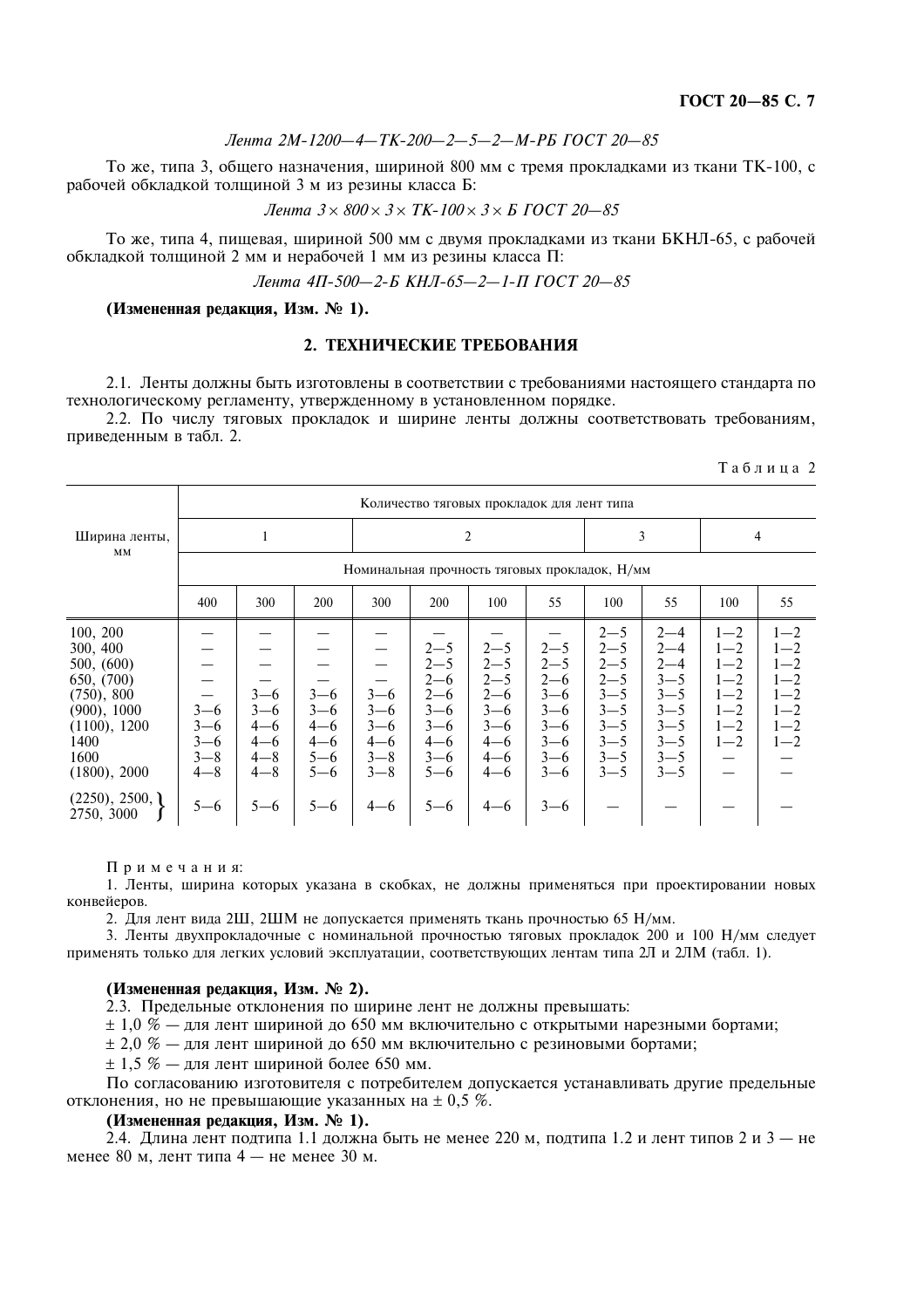*Лента 2М-1200—4—ТК-200—2—5—2—М-РБ ГОСТ 20—85*

То же, типа 3, общего назначения, шириной 800 мм с тремя прокладками из ткани ТК-100, с рабочей обкладкой толщиной 3 м из резины класса Б:

*Лента 3× 800× 3× ТК-100× 3× Б ГОСТ 20—85*

То же, типа 4, пищевая, шириной 500 мм с двумя прокладками из ткани БКНЛ-65, с рабочей обкладкой толщиной 2 мм и нерабочей 1 мм из резины класса П:

*Лента 4П-500—2-Б КНЛ-65—2—1-П ГОСТ 20—85*

**(Измененная редакция, Изм. № 1).**

## 2. ТЕХНИЧЕСКИЕ ТРЕБОВАНИЯ

2.1. Ленты должны быть изготовлены в соответствии с требованиями настоящего стандарта по технологическому регламенту, утвержденному в установленном порядке.

2.2. По числу тяговых прокладок и ширине ленты должны соответствовать требованиям, приведенным в табл. 2.

Таблица 2

| Ширина ленты, мм | Количество тяговых прокладок для лент типа | | | | | | | | | | |
|---|---|---|---|---|---|---|---|---|---|---|---|
| | 1 | | | 2 | | | | 3 | | 4 | |
| | Номинальная прочность тяговых прокладок, Н/мм | | | | | | | | | | |
| | 400 | 300 | 200 | 300 | 200 | 100 | 55 | 100 | 55 | 100 | 55 |
| 100, 200 | — | — | — | — | — | — | — | 2—5 | 2—4 | 1—2 | 1—2 |
| 300, 400 | — | — | — | — | 2—5 | 2—5 | 2—5 | 2—5 | 2—4 | 1—2 | 1—2 |
| 500, (600) | — | — | — | — | 2—5 | 2—5 | 2—5 | 2—5 | 2—4 | 1—2 | 1—2 |
| 650, (700) | — | — | — | — | 2—6 | 2—5 | 2—6 | 2—5 | 3—5 | 1—2 | 1—2 |
| (750), 800 | — | 3—6 | 3—6 | 3—6 | 2—6 | 2—6 | 3—6 | 3—5 | 3—5 | 1—2 | 1—2 |
| (900), 1000 | 3—6 | 3—6 | 3—6 | 3—6 | 3—6 | 3—6 | 3—6 | 3—5 | 3—5 | 1—2 | 1—2 |
| (1100), 1200 | 3—6 | 4—6 | 4—6 | 3—6 | 3—6 | 3—6 | 3—6 | 3—5 | 3—5 | 1—2 | 1—2 |
| 1400 | 3—6 | 4—6 | 4—6 | 4—6 | 4—6 | 4—6 | 3—6 | 3—5 | 3—5 | 1—2 | 1—2 |
| 1600 | 3—8 | 4—8 | 5—6 | 3—8 | 3—6 | 4—6 | 3—6 | 3—5 | 3—5 | — | — |
| (1800), 2000 | 4—8 | 4—8 | 5—6 | 3—8 | 5—6 | 4—6 | 3—6 | 3—5 | 3—5 | — | — |
| (2250), 2500, 2750, 3000 | 5—6 | 5—6 | 5—6 | 4—6 | 5—6 | 4—6 | 3—6 | — | — | — | — |

Примечания:

1. Ленты, ширина которых указана в скобках, не должны применяться при проектировании новых конвейеров.
2. Для лент вида 2Ш, 2ШМ не допускается применять ткань прочностью 65 Н/мм.
3. Ленты двухпрокладочные с номинальной прочностью тяговых прокладок 200 и 100 Н/мм следует применять только для легких условий эксплуатации, соответствующих лентам типа 2Л и 2ЛМ (табл. 1).

**(Измененная редакция, Изм. № 2).**

2.3. Предельные отклонения по ширине лент не должны превышать:

± 1,0 % — для лент шириной до 650 мм включительно с открытыми нарезными бортами;

± 2,0 % — для лент шириной до 650 мм включительно с резиновыми бортами;

± 1,5 % — для лент шириной более 650 мм.

По согласованию изготовителя с потребителем допускается устанавливать другие предельные отклонения, но не превышающие указанных на ± 0,5 %.

**(Измененная редакция, Изм. № 1).**

2.4. Длина лент подтипа 1.1 должна быть не менее 220 м, подтипа 1.2 и лент типов 2 и 3 — не менее 80 м, лент типа 4 — не менее 30 м.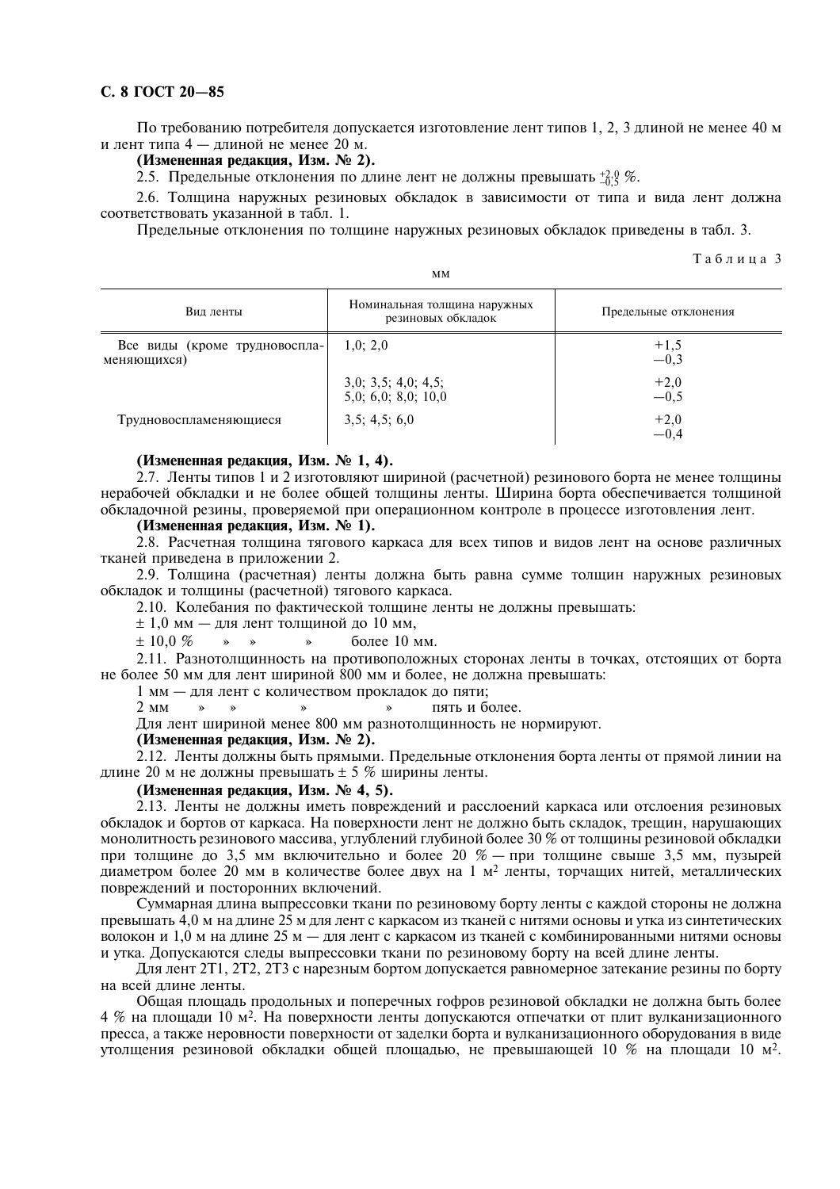По требованию потребителя допускается изготовление лент типов 1, 2, 3 длиной не менее 40 м и лент типа 4 — длиной не менее 20 м.

**(Измененная редакция, Изм. № 2).**

2.5. Предельные отклонения по длине лент не должны превышать $^{+2,0}_{-0,5}$ %.

2.6. Толщина наружных резиновых обкладок в зависимости от типа и вида лент должна соответствовать указанной в табл. 1.

Предельные отклонения по толщине наружных резиновых обкладок приведены в табл. 3.

Таблица 3

мм

| Вид ленты | Номинальная толщина наружных резиновых обкладок | Предельные отклонения |
|---|---|---|
| Все виды (кроме трудновоспламеняющихся) | 1,0; 2,0 | +1,5<br>−0,3 |
| | 3,0; 3,5; 4,0; 4,5; 5,0; 6,0; 8,0; 10,0 | +2,0<br>−0,5 |
| Трудновоспламеняющиеся | 3,5; 4,5; 6,0 | +2,0<br>−0,4 |

**(Измененная редакция, Изм. № 1, 4).**

2.7. Ленты типов 1 и 2 изготовляют шириной (расчетной) резинового борта не менее толщины нерабочей обкладки и не более общей толщины ленты. Ширина борта обеспечивается толщиной обкладочной резины, проверяемой при операционном контроле в процессе изготовления лент.

**(Измененная редакция, Изм. № 1).**

2.8. Расчетная толщина тягового каркаса для всех типов и видов лент на основе различных тканей приведена в приложении 2.

2.9. Толщина (расчетная) ленты должна быть равна сумме толщин наружных резиновых обкладок и толщины (расчетной) тягового каркаса.

2.10. Колебания по фактической толщине ленты не должны превышать:

± 1,0 мм — для лент толщиной до 10 мм,

± 10,0 % » » » более 10 мм.

2.11. Разнотолщинность на противоположных сторонах ленты в точках, отстоящих от борта не более 50 мм для лент шириной 800 мм и более, не должна превышать:

1 мм — для лент с количеством прокладок до пяти;

2 мм » » » » пять и более.

Для лент шириной менее 800 мм разнотолщинность не нормируют.

**(Измененная редакция, Изм. № 2).**

2.12. Ленты должны быть прямыми. Предельные отклонения борта ленты от прямой линии на длине 20 м не должны превышать ± 5 % ширины ленты.

**(Измененная редакция, Изм. № 4, 5).**

2.13. Ленты не должны иметь повреждений и расслоений каркаса или отслоения резиновых обкладок и бортов от каркаса. На поверхности лент не должно быть складок, трещин, нарушающих монолитность резинового массива, углублений глубиной более 30 % от толщины резиновой обкладки при толщине до 3,5 мм включительно и более 20 % — при толщине свыше 3,5 мм, пузырей диаметром более 20 мм в количестве более двух на 1 м$^2$ ленты, торчащих нитей, металлических повреждений и посторонних включений.

Суммарная длина выпрессовки ткани по резиновому борту ленты с каждой стороны не должна превышать 4,0 м на длине 25 м для лент с каркасом из тканей с нитями основы и утка из синтетических волокон и 1,0 м на длине 25 м — для лент с каркасом из тканей с комбинированными нитями основы и утка. Допускаются следы выпрессовки ткани по резиновому борту на всей длине ленты.

Для лент 2Т1, 2Т2, 2Т3 с нарезным бортом допускается равномерное затекание резины по борту на всей длине ленты.

Общая площадь продольных и поперечных гофров резиновой обкладки не должна быть более 4 % на площади 10 м$^2$. На поверхности ленты допускаются отпечатки от плит вулканизационного пресса, а также неровности поверхности от заделки борта и вулканизационного оборудования в виде утолщения резиновой обкладки общей площадью, не превышающей 10 % на площади 10 м$^2$.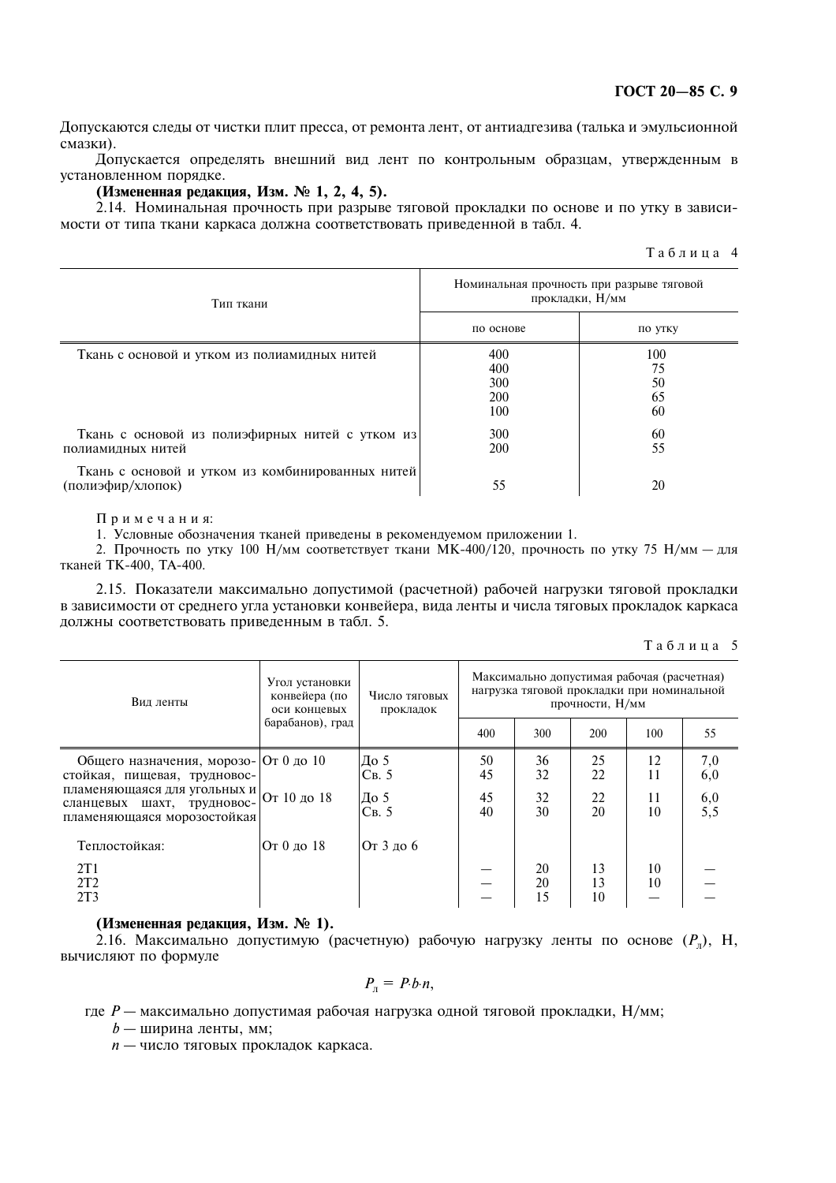Допускаются следы от чистки плит пресса, от ремонта лент, от антиадгезива (талька и эмульсионной смазки).

Допускается определять внешний вид лент по контрольным образцам, утвержденным в установленном порядке.

**(Измененная редакция, Изм. № 1, 2, 4, 5).**

2.14. Номинальная прочность при разрыве тяговой прокладки по основе и по утку в зависимости от типа ткани каркаса должна соответствовать приведенной в табл. 4.

Таблица 4

| Тип ткани | Номинальная прочность при разрыве тяговой прокладки, Н/мм | |
|---|---|---|
| | по основе | по утку |
| Ткань с основой и утком из полиамидных нитей | 400<br>400<br>300<br>200<br>100 | 100<br>75<br>50<br>65<br>60 |
| Ткань с основой из полиэфирных нитей с утком из полиамидных нитей | 300<br>200 | 60<br>55 |
| Ткань с основой и утком из комбинированных нитей (полиэфир/хлопок) | 55 | 20 |

Примечания:

1. Условные обозначения тканей приведены в рекомендуемом приложении 1.
2. Прочность по утку 100 Н/мм соответствует ткани МК-400/120, прочность по утку 75 Н/мм — для тканей ТК-400, ТА-400.

2.15. Показатели максимально допустимой (расчетной) рабочей нагрузки тяговой прокладки в зависимости от среднего угла установки конвейера, вида ленты и числа тяговых прокладок каркаса должны соответствовать приведенным в табл. 5.

Таблица 5

| Вид ленты | Угол установки конвейера (по оси концевых барабанов), град | Число тяговых прокладок | Максимально допустимая рабочая (расчетная) нагрузка тяговой прокладки при номинальной прочности, Н/мм | | | | |
|---|---|---|---|---|---|---|---|
| | | | 400 | 300 | 200 | 100 | 55 |
| Общего назначения, морозостойкая, пищевая, трудновоспламеняющаяся для угольных и сланцевых шахт, трудновоспламеняющаяся морозостойкая | От 0 до 10 | До 5<br>Св. 5 | 50<br>45 | 36<br>32 | 25<br>22 | 12<br>11 | 7,0<br>6,0 |
| | От 10 до 18 | До 5<br>Св. 5 | 45<br>40 | 32<br>30 | 22<br>20 | 11<br>10 | 6,0<br>5,5 |
| Теплостойкая: | От 0 до 18 | От 3 до 6 | | | | | |
| 2Т1 | | | — | 20 | 13 | 10 | — |
| 2Т2 | | | — | 20 | 13 | 10 | — |
| 2Т3 | | | — | 15 | 10 | — | — |

**(Измененная редакция, Изм. № 1).**

2.16. Максимально допустимую (расчетную) рабочую нагрузку ленты по основе ($P_л$), Н, вычисляют по формуле

$$P_л = P \cdot b \cdot n,$$

где $P$ — максимально допустимая рабочая нагрузка одной тяговой прокладки, Н/мм;

$b$ — ширина ленты, мм;

$n$ — число тяговых прокладок каркаса.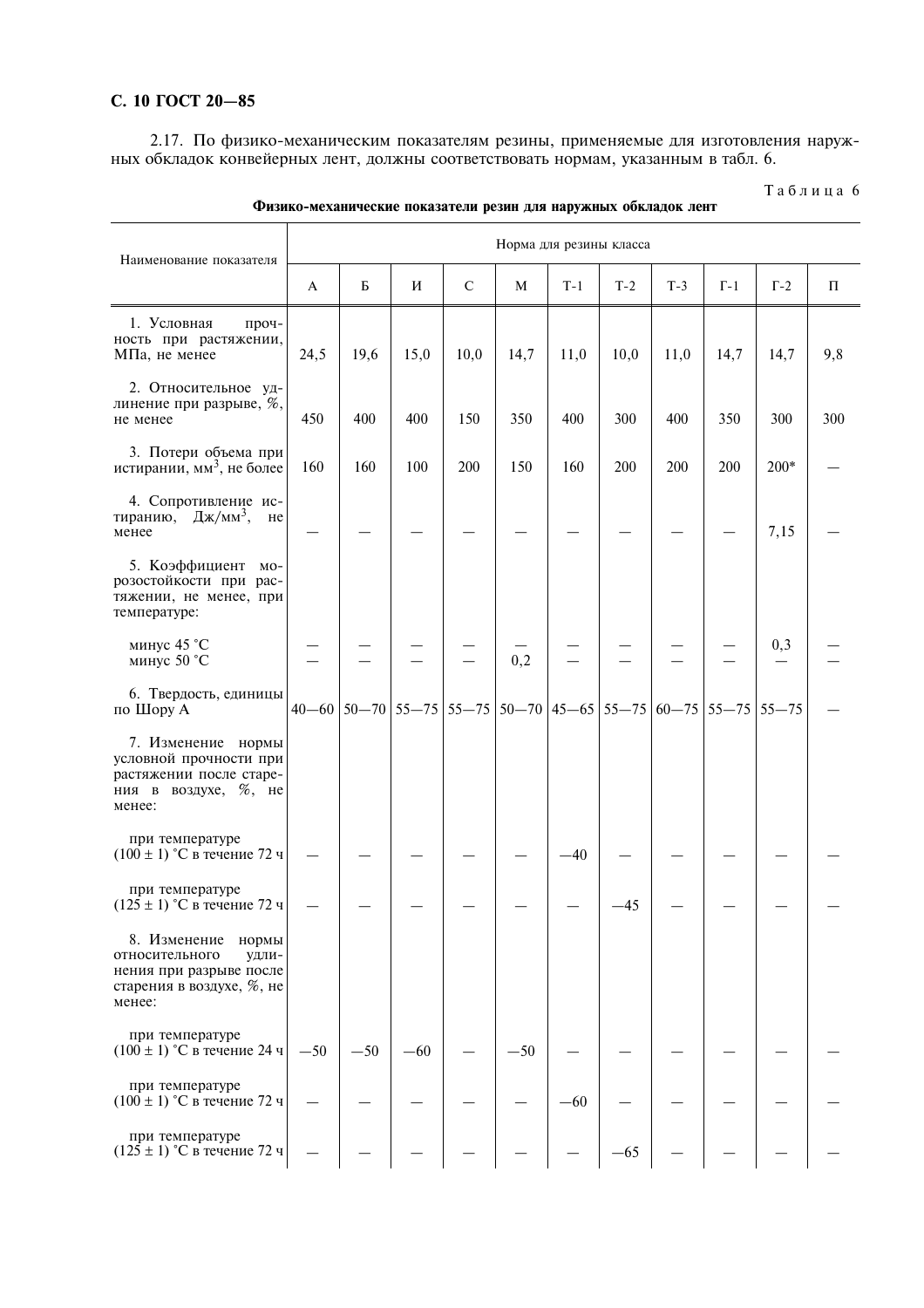2.17. По физико-механическим показателям резины, применяемые для изготовления наружных обкладок конвейерных лент, должны соответствовать нормам, указанным в табл. 6.

Таблица 6

**Физико-механические показатели резин для наружных обкладок лент**

| Наименование показателя | Норма для резины класса | | | | | | | | | | |
|---|---|---|---|---|---|---|---|---|---|---|---|
| | А | Б | И | С | М | Т-1 | Т-2 | Т-3 | Г-1 | Г-2 | П |
| 1. Условная прочность при растяжении, МПа, не менее | 24,5 | 19,6 | 15,0 | 10,0 | 14,7 | 11,0 | 10,0 | 11,0 | 14,7 | 14,7 | 9,8 |
| 2. Относительное удлинение при разрыве, %, не менее | 450 | 400 | 400 | 150 | 350 | 400 | 300 | 400 | 350 | 300 | 300 |
| 3. Потери объема при истирании, мм³, не более | 160 | 160 | 100 | 200 | 150 | 160 | 200 | 200 | 200 | 200* | — |
| 4. Сопротивление истиранию, Дж/мм³, не менее | — | — | — | — | — | — | — | — | — | 7,15 | — |
| 5. Коэффициент морозостойкости при растяжении, не менее, при температуре: | | | | | | | | | | | |
| минус 45 °С | — | — | — | — | — | — | — | — | — | 0,3 | — |
| минус 50 °С | — | — | — | — | 0,2 | — | — | — | — | — | — |
| 6. Твердость, единицы по Шору А | 40—60 | 50—70 | 55—75 | 55—75 | 50—70 | 45—65 | 55—75 | 60—75 | 55—75 | 55—75 | — |
| 7. Изменение нормы условной прочности при растяжении после старения в воздухе, %, не менее: | | | | | | | | | | | |
| при температуре (100 ± 1) °С в течение 72 ч | — | — | — | — | — | —40 | — | — | — | — | — |
| при температуре (125 ± 1) °С в течение 72 ч | — | — | — | — | — | — | —45 | — | — | — | — |
| 8. Изменение нормы относительного удлинения при разрыве после старения в воздухе, %, не менее: | | | | | | | | | | | |
| при температуре (100 ± 1) °С в течение 24 ч | —50 | —50 | —60 | — | —50 | — | — | — | — | — | — |
| при температуре (100 ± 1) °С в течение 72 ч | — | — | — | — | — | —60 | — | — | — | — | — |
| при температуре (125 ± 1) °С в течение 72 ч | — | — | — | — | — | — | —65 | — | — | — | — |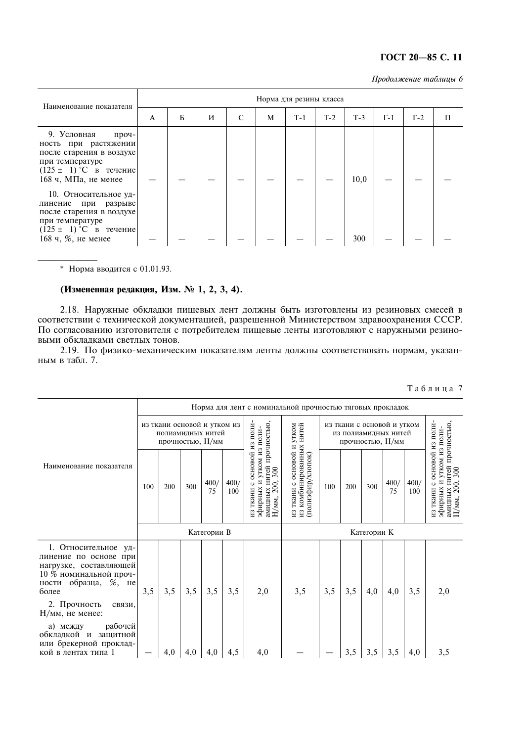*Продолжение таблицы 6*

| Наименование показателя | Норма для резины класса | | | | | | | | | | |
|---|---|---|---|---|---|---|---|---|---|---|---|
| | А | Б | И | С | М | Т-1 | Т-2 | Т-3 | Г-1 | Г-2 | П |
| 9. Условная прочность при растяжении после старения в воздухе при температуре (125 ± 1) °С в течение 168 ч, МПа, не менее | — | — | — | — | — | — | — | 10,0 | — | — | — |
| 10. Относительное удлинение при разрыве после старения в воздухе при температуре (125 ± 1) °С в течение 168 ч, %, не менее | — | — | — | — | — | — | — | 300 | — | — | — |

\* Норма вводится с 01.01.93.

**(Измененная редакция, Изм. № 1, 2, 3, 4).**

2.18. Наружные обкладки пищевых лент должны быть изготовлены из резиновых смесей в соответствии с технической документацией, разрешенной Министерством здравоохранения СССР. По согласованию изготовителя с потребителем пищевые ленты изготовляют с наружными резиновыми обкладками светлых тонов.

2.19. По физико-механическим показателям ленты должны соответствовать нормам, указанным в табл. 7.

Таблица 7

| Наименование показателя | Норма для лент с номинальной прочностью тяговых прокладок | | | | | | | | | | | | |
|---|---|---|---|---|---|---|---|---|---|---|---|---|---|
| | из ткани основой и утком из полиамидных нитей прочностью, Н/мм | | | | | из ткани с основой из полиэфирных и утком из полиамидных нитей прочностью, Н/мм, 200, 300 | из ткани с основой и утком из комбинированных нитей (полиэфир/хлопок) | из ткани с основой и утком из полиамидных нитей прочностью, Н/мм | | | | | из ткани с основой из полиэфирных и утком из полиамидных нитей прочностью, Н/мм, 200, 300 |
| | 100 | 200 | 300 | 400/75 | 400/100 | | | 100 | 200 | 300 | 400/75 | 400/100 | |
| | Категории В | | | | | | Категории К | | | | | | |
| 1. Относительное удлинение по основе при нагрузке, составляющей 10 % номинальной прочности образца, %, не более | 3,5 | 3,5 | 3,5 | 3,5 | 3,5 | 2,0 | 3,5 | 3,5 | 3,5 | 4,0 | 4,0 | 3,5 | 2,0 |
| 2. Прочность связи, Н/мм, не менее: | | | | | | | | | | | | | |
| а) между рабочей обкладкой и защитной или брекерной прокладкой в лентах типа 1 | — | 4,0 | 4,0 | 4,0 | 4,5 | 4,0 | — | — | 3,5 | 3,5 | 3,5 | 4,0 | 3,5 |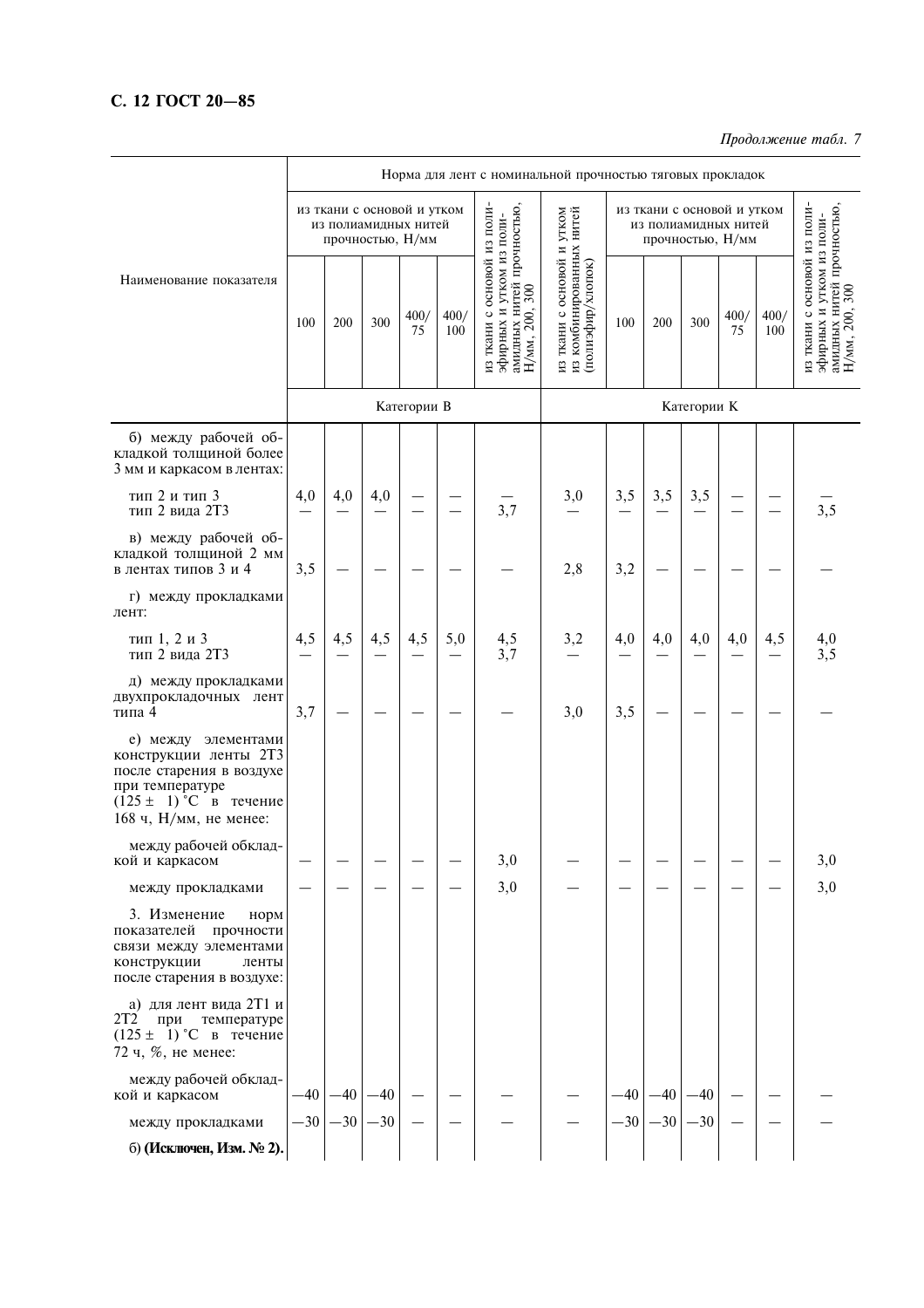*Продолжение табл. 7*

| Наименование показателя | Норма для лент с номинальной прочностью тяговых прокладок | | | | | | | | | | | | |
|---|---|---|---|---|---|---|---|---|---|---|---|---|---|
| | из ткани с основой и утком из полиамидных нитей прочностью, Н/мм | | | | | из ткани с основой из полиэфирных и утком из полиамидных нитей прочностью, Н/мм, 200, 300 | из ткани с основой и утком из комбинированных нитей (полиэфир/хлопок) | из ткани с основой и утком из полиамидных нитей прочностью, Н/мм | | | | | из ткани с основой из полиэфирных и утком из полиамидных нитей прочностью, Н/мм, 200, 300 |
| | 100 | 200 | 300 | 400/75 | 400/100 | | | 100 | 200 | 300 | 400/75 | 400/100 | |
| | Категории В | | | | | | Категории К | | | | | | |
| б) между рабочей обкладкой толщиной более 3 мм и каркасом в лентах: | | | | | | | | | | | | | |
| тип 2 и тип 3 | 4,0 | 4,0 | 4,0 | — | — | — | 3,0 | 3,5 | 3,5 | 3,5 | — | — | — |
| тип 2 вида 2Т3 | — | — | — | — | — | 3,7 | — | — | — | — | — | — | 3,5 |
| в) между рабочей обкладкой толщиной 2 мм в лентах типов 3 и 4 | 3,5 | — | — | — | — | — | 2,8 | 3,2 | — | — | — | — | — |
| г) между прокладками лент: | | | | | | | | | | | | | |
| тип 1, 2 и 3 | 4,5 | 4,5 | 4,5 | 4,5 | 5,0 | 4,5 | 3,2 | 4,0 | 4,0 | 4,0 | 4,0 | 4,5 | 4,0 |
| тип 2 вида 2Т3 | — | — | — | — | — | 3,7 | — | — | — | — | — | — | 3,5 |
| д) между прокладками двухпрокладочных лент типа 4 | 3,7 | — | — | — | — | — | 3,0 | 3,5 | — | — | — | — | — |
| е) между элементами конструкции ленты 2Т3 после старения в воздухе при температуре (125 ± 1) °С в течение 168 ч, Н/мм, не менее: | | | | | | | | | | | | | |
| между рабочей обкладкой и каркасом | — | — | — | — | — | 3,0 | — | — | — | — | — | — | 3,0 |
| между прокладками | — | — | — | — | — | 3,0 | — | — | — | — | — | — | 3,0 |
| 3. Изменение норм показателей прочности связи между элементами конструкции ленты после старения в воздухе: | | | | | | | | | | | | | |
| а) для лент вида 2Т1 и 2Т2 при температуре (125 ± 1) °С в течение 72 ч, %, не менее: | | | | | | | | | | | | | |
| между рабочей обкладкой и каркасом | —40 | —40 | —40 | — | — | — | — | —40 | —40 | —40 | — | — | — |
| между прокладками | —30 | —30 | —30 | — | — | — | — | —30 | —30 | —30 | — | — | — |
| б) **(Исключен, Изм. № 2).** | | | | | | | | | | | | | |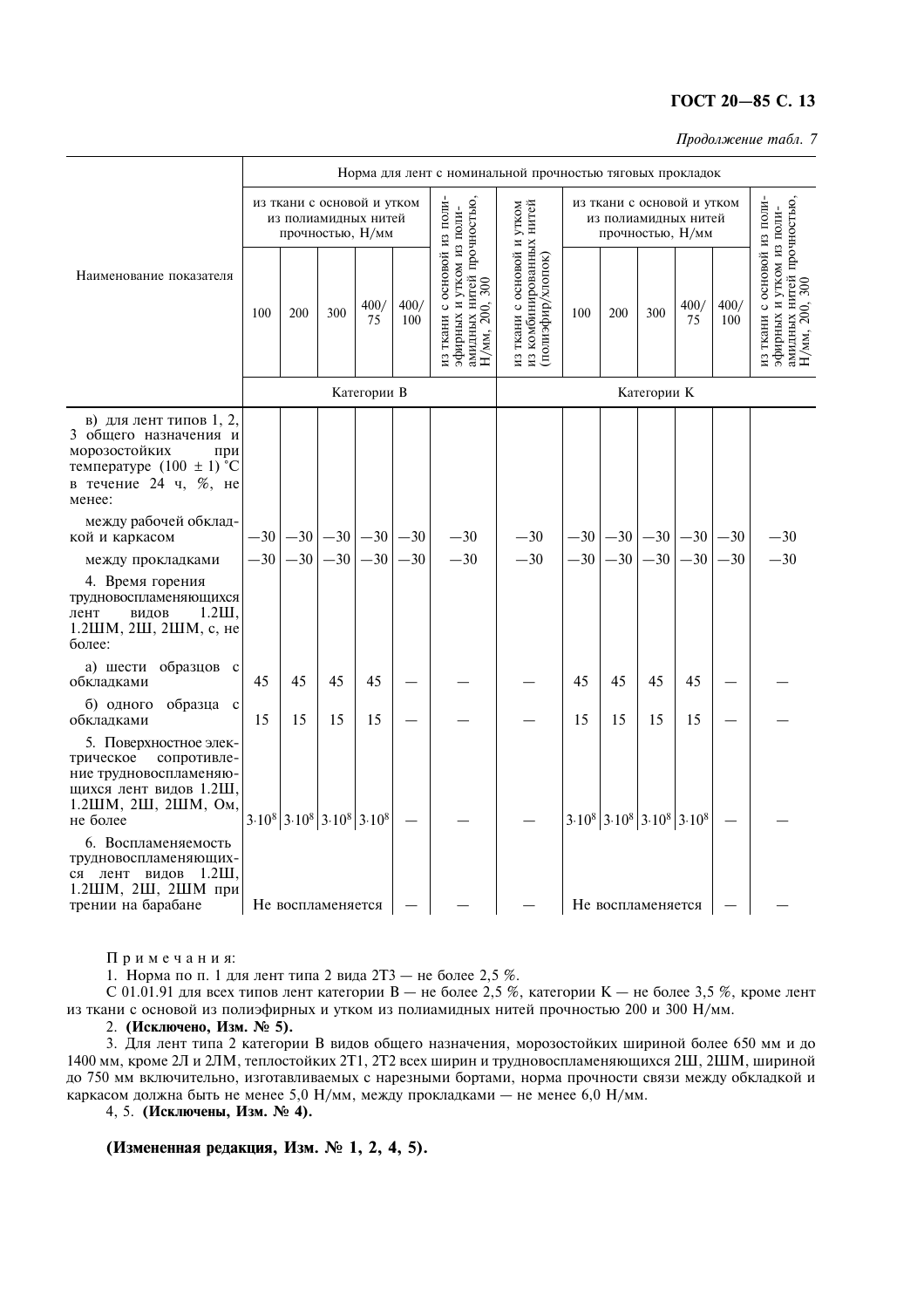*Продолжение табл. 7*

| Наименование показателя | Норма для лент с номинальной прочностью тяговых прокладок | | | | | | | | | | | | |
|---|---|---|---|---|---|---|---|---|---|---|---|---|---|
| | из ткани с основой и утком из полиамидных нитей прочностью, Н/мм | | | | | из ткани с основой из полиэфирных и утком из полиамидных нитей прочностью, Н/мм, 200, 300 | из ткани с основой и утком из комбинированных нитей (полиэфир/хлопок) | из ткани с основой и утком из полиамидных нитей прочностью, Н/мм | | | | | из ткани с основой из полиэфирных и утком из полиамидных нитей прочностью, Н/мм, 200, 300 |
| | 100 | 200 | 300 | 400/75 | 400/100 | | | 100 | 200 | 300 | 400/75 | 400/100 | |
| | Категории В | | | | | | | Категории К | | | | | |
| в) для лент типов 1, 2, 3 общего назначения и морозостойких при температуре (100 ± 1) °С в течение 24 ч, %, не менее: | | | | | | | | | | | | | |
| между рабочей обкладкой и каркасом | —30 | —30 | —30 | —30 | —30 | —30 | —30 | —30 | —30 | —30 | —30 | —30 | —30 |
| между прокладками | —30 | —30 | —30 | —30 | —30 | —30 | —30 | —30 | —30 | —30 | —30 | —30 | —30 |
| 4. Время горения трудновоспламеняющихся лент видов 1.2Ш, 1.2ШМ, 2Ш, 2ШМ, с, не более: | | | | | | | | | | | | | |
| а) шести образцов с обкладками | 45 | 45 | 45 | 45 | — | — | — | 45 | 45 | 45 | 45 | — | — |
| б) одного образца с обкладками | 15 | 15 | 15 | 15 | — | — | — | 15 | 15 | 15 | 15 | — | — |
| 5. Поверхностное электрическое сопротивление трудновоспламеняющихся лент видов 1.2Ш, 1.2ШМ, 2Ш, 2ШМ, Ом, не более | $3 \cdot 10^8$ | $3 \cdot 10^8$ | $3 \cdot 10^8$ | $3 \cdot 10^8$ | — | — | — | $3 \cdot 10^8$ | $3 \cdot 10^8$ | $3 \cdot 10^8$ | $3 \cdot 10^8$ | — | — |
| 6. Воспламеняемость трудновоспламеняющихся лент видов 1.2Ш, 1.2ШМ, 2Ш, 2ШМ при трении на барабане | Не воспламеняется | | | | — | — | — | Не воспламеняется | | | | — | — |

Примечания:

1. Норма по п. 1 для лент типа 2 вида 2Т3 — не более 2,5 %.

С 01.01.91 для всех типов лент категории В — не более 2,5 %, категории К — не более 3,5 %, кроме лент из ткани с основой из полиэфирных и утком из полиамидных нитей прочностью 200 и 300 Н/мм.

2. **(Исключено, Изм. № 5).**

3. Для лент типа 2 категории В видов общего назначения, морозостойких шириной более 650 мм и до 1400 мм, кроме 2Л и 2ЛМ, теплостойких 2Т1, 2Т2 всех ширин и трудновоспламеняющихся 2Ш, 2ШМ, шириной до 750 мм включительно, изготавливаемых с нарезными бортами, норма прочности связи между обкладкой и каркасом должна быть не менее 5,0 Н/мм, между прокладками — не менее 6,0 Н/мм.

4, 5. **(Исключены, Изм. № 4).**

**(Измененная редакция, Изм. № 1, 2, 4, 5).**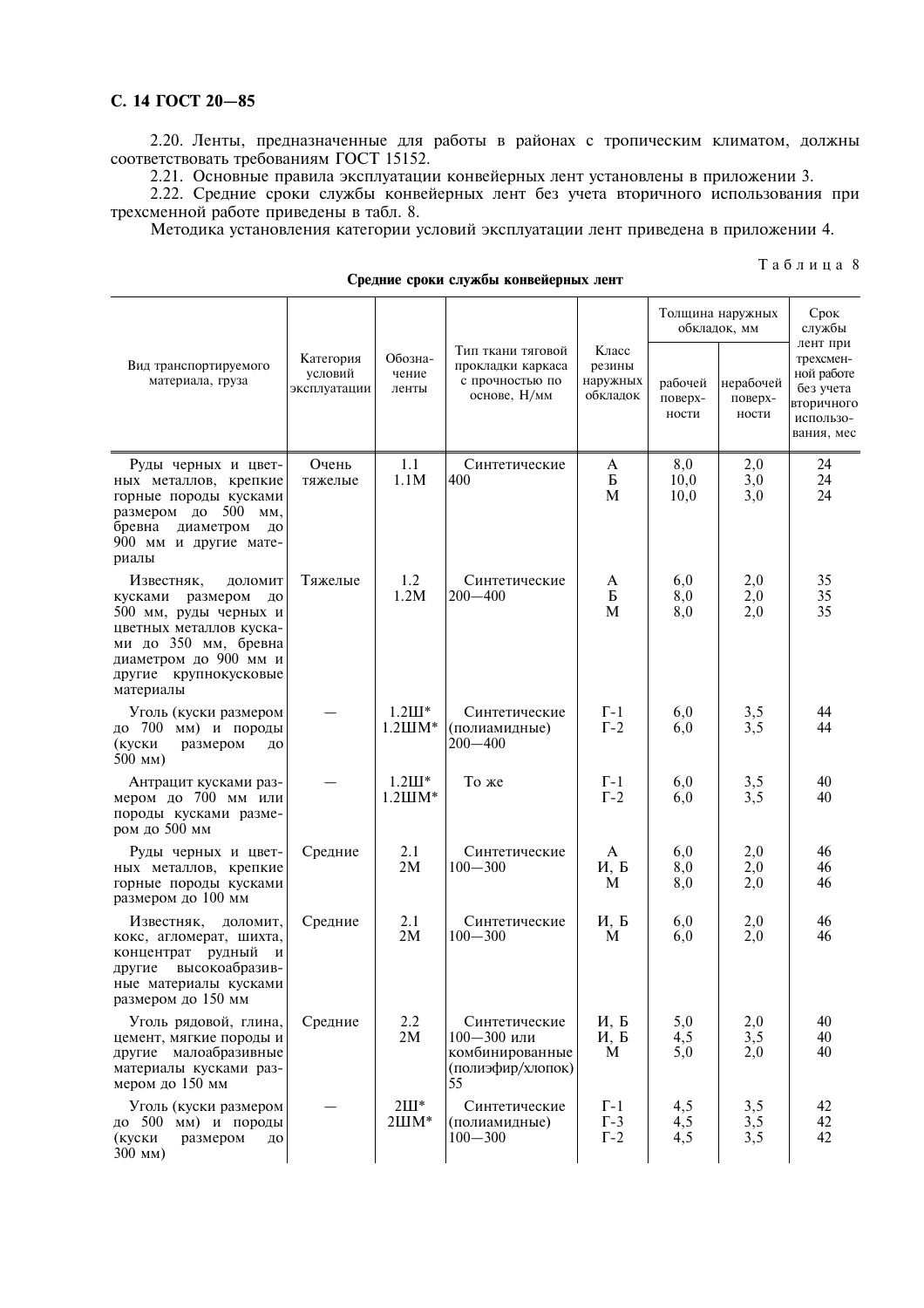2.20. Ленты, предназначенные для работы в районах с тропическим климатом, должны соответствовать требованиям ГОСТ 15152.

2.21. Основные правила эксплуатации конвейерных лент установлены в приложении 3.

2.22. Средние сроки службы конвейерных лент без учета вторичного использования при трехсменной работе приведены в табл. 8.

Методика установления категории условий эксплуатации лент приведена в приложении 4.

Таблица 8

**Средние сроки службы конвейерных лент**

| Вид транспортируемого материала, груза | Категория условий эксплуатации | Обозначение ленты | Тип ткани тяговой прокладки каркаса с прочностью по основе, Н/мм | Класс резины наружных обкладок | Толщина наружных обкладок, мм | | Срок службы лент при трехсменной работе без учета вторичного использования, мес |
|---|---|---|---|---|---|---|---|
| | | | | | рабочей поверхности | нерабочей поверхности | |
| Руды черных и цветных металлов, крепкие горные породы кусками размером до 500 мм, бревна диаметром до 900 мм и другие материалы | Очень тяжелые | 1.1<br>1.1М | Синтетические<br>400 | А<br>Б<br>М | 8,0<br>10,0<br>10,0 | 2,0<br>3,0<br>3,0 | 24<br>24<br>24 |
| Известняк, доломит кусками размером до 500 мм, руды черных и цветных металлов кусками до 350 мм, бревна диаметром до 900 мм и другие крупнокусковые материалы | Тяжелые | 1.2<br>1.2М | Синтетические<br>200—400 | А<br>Б<br>М | 6,0<br>8,0<br>8,0 | 2,0<br>2,0<br>2,0 | 35<br>35<br>35 |
| Уголь (куски размером до 700 мм) и породы (куски размером до 500 мм) | — | 1.2Ш*<br>1.2ШМ* | Синтетические (полиамидные)<br>200—400 | Г-1<br>Г-2 | 6,0<br>6,0 | 3,5<br>3,5 | 44<br>44 |
| Антрацит кусками размером до 700 мм или породы кусками размером до 500 мм | — | 1.2Ш*<br>1.2ШМ* | То же | Г-1<br>Г-2 | 6,0<br>6,0 | 3,5<br>3,5 | 40<br>40 |
| Руды черных и цветных металлов, крепкие горные породы кусками размером до 100 мм | Средние | 2.1<br>2М | Синтетические<br>100—300 | А<br>И, Б<br>М | 6,0<br>8,0<br>8,0 | 2,0<br>2,0<br>2,0 | 46<br>46<br>46 |
| Известняк, доломит, кокс, агломерат, шихта, концентрат рудный и другие высокоабразивные материалы кусками размером до 150 мм | Средние | 2.1<br>2М | Синтетические<br>100—300 | И, Б<br>М | 6,0<br>6,0 | 2,0<br>2,0 | 46<br>46 |
| Уголь рядовой, глина, цемент, мягкие породы и другие малоабразивные материалы кусками размером до 150 мм | Средние | 2.2<br>2М | Синтетические<br>100—300 или комбинированные (полиэфир/хлопок)<br>55 | И, Б<br>И, Б<br>М | 5,0<br>4,5<br>5,0 | 2,0<br>3,5<br>2,0 | 40<br>40<br>40 |
| Уголь (куски размером до 500 мм) и породы (куски размером до 300 мм) | — | 2Ш*<br>2ШМ* | Синтетические (полиамидные)<br>100—300 | Г-1<br>Г-3<br>Г-2 | 4,5<br>4,5<br>4,5 | 3,5<br>3,5<br>3,5 | 42<br>42<br>42 |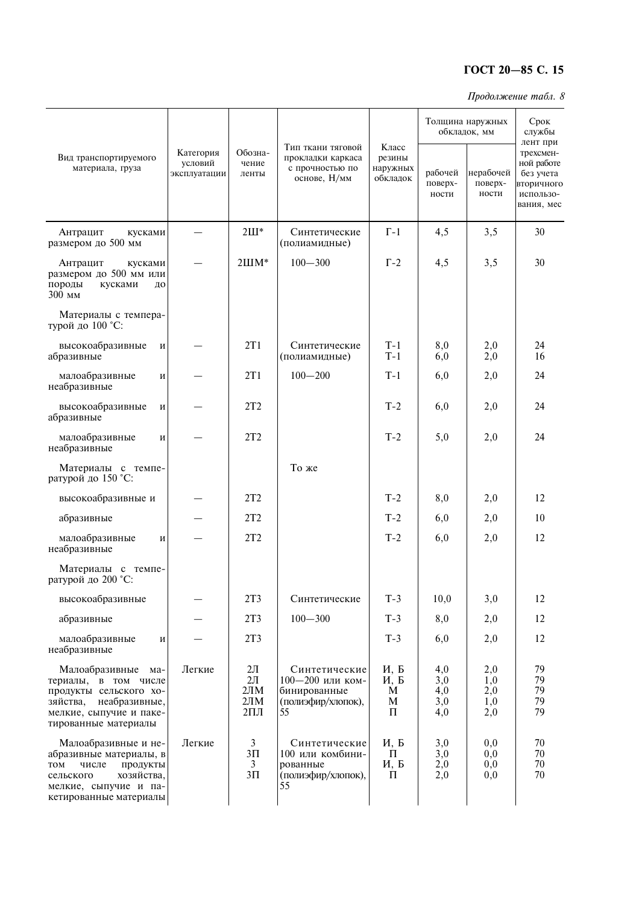*Продолжение табл. 8*

| Вид транспортируемого материала, груза | Категория условий эксплуатации | Обозначение ленты | Тип ткани тяговой прокладки каркаса с прочностью по основе, Н/мм | Класс резины наружных обкладок | Толщина наружных обкладок, мм | | Срок службы лент при трехсменной работе без учета вторичного использования, мес |
|---|---|---|---|---|---|---|---|
| | | | | | рабочей поверхности | нерабочей поверхности | |
| Антрацит кусками размером до 500 мм | — | 2Ш* | Синтетические (полиамидные) | Г-1 | 4,5 | 3,5 | 30 |
| Антрацит кусками размером до 500 мм или породы кусками до 300 мм | — | 2ШМ* | 100—300 | Г-2 | 4,5 | 3,5 | 30 |
| Материалы с температурой до 100 °С: | | | | | | | |
| высокоабразивные и абразивные | — | 2Т1 | Синтетические (полиамидные) | Т-1<br>Т-1 | 8,0<br>6,0 | 2,0<br>2,0 | 24<br>16 |
| малоабразивные и неабразивные | — | 2Т1 | 100—200 | Т-1 | 6,0 | 2,0 | 24 |
| высокоабразивные и абразивные | — | 2Т2 | | Т-2 | 6,0 | 2,0 | 24 |
| малоабразивные и неабразивные | — | 2Т2 | | Т-2 | 5,0 | 2,0 | 24 |
| Материалы с температурой до 150 °С: | | | То же | | | | |
| высокоабразивные и | — | 2Т2 | | Т-2 | 8,0 | 2,0 | 12 |
| абразивные | — | 2Т2 | | Т-2 | 6,0 | 2,0 | 10 |
| малоабразивные и неабразивные | — | 2Т2 | | Т-2 | 6,0 | 2,0 | 12 |
| Материалы с температурой до 200 °С: | | | | | | | |
| высокоабразивные | — | 2Т3 | Синтетические | Т-3 | 10,0 | 3,0 | 12 |
| абразивные | — | 2Т3 | 100—300 | Т-3 | 8,0 | 2,0 | 12 |
| малоабразивные и неабразивные | — | 2Т3 | | Т-3 | 6,0 | 2,0 | 12 |
| Малоабразивные материалы, в том числе продукты сельского хозяйства, неабразивные, мелкие, сыпучие и пакетированные материалы | Легкие | 2Л<br>2Л<br>2ЛМ<br>2ЛМ<br>2ПЛ | Синтетические 100—200 или комбинированные (полиэфир/хлопок), 55 | И, Б<br>И, Б<br>М<br>М<br>П | 4,0<br>3,0<br>4,0<br>3,0<br>4,0 | 2,0<br>1,0<br>2,0<br>1,0<br>2,0 | 79<br>79<br>79<br>79<br>79 |
| Малоабразивные и неабразивные материалы, в том числе продукты сельского хозяйства, мелкие, сыпучие и пакетированные материалы | Легкие | 3<br>3П<br>3<br>3П | Синтетические 100 или комбинированные (полиэфир/хлопок), 55 | И, Б<br>П<br>И, Б<br>П | 3,0<br>3,0<br>2,0<br>2,0 | 0,0<br>0,0<br>0,0<br>0,0 | 70<br>70<br>70<br>70 |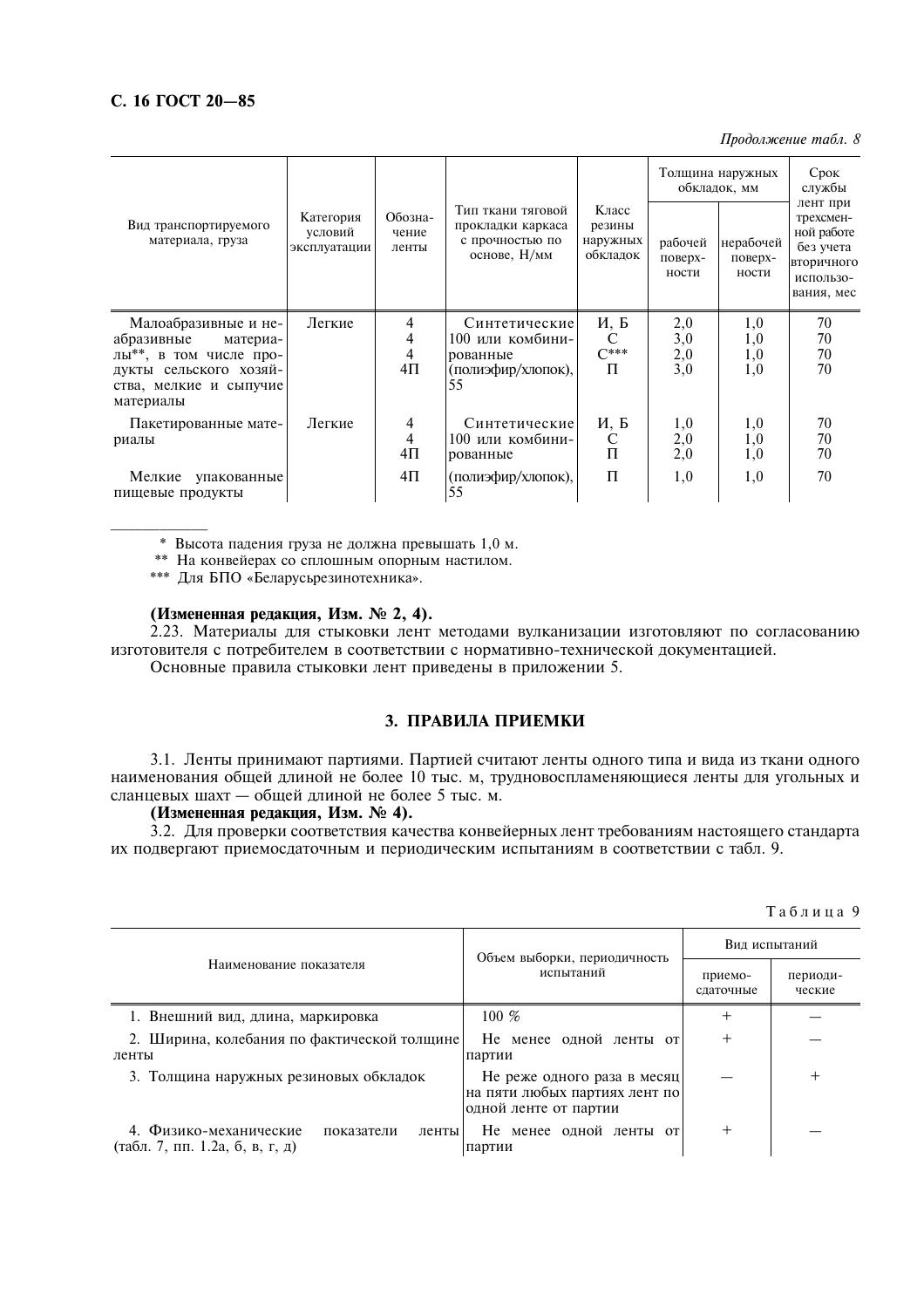*Продолжение табл. 8*

| Вид транспортируемого материала, груза | Категория условий эксплуатации | Обозначение ленты | Тип ткани тяговой прокладки каркаса с прочностью по основе, Н/мм | Класс резины наружных обкладок | Толщина наружных обкладок, мм | | Срок службы лент при трехсменной работе без учета вторичного использования, мес |
|---|---|---|---|---|---|---|---|
| | | | | | рабочей поверхности | нерабочей поверхности | |
| Малоабразивные и неабразивные материалы**, в том числе продукты сельского хозяйства, мелкие и сыпучие материалы | Легкие | 4<br>4<br>4<br>4П | Синтетические 100 или комбинированные (полиэфир/хлопок), 55 | И, Б<br>С<br>С***<br>П | 2,0<br>3,0<br>2,0<br>3,0 | 1,0<br>1,0<br>1,0<br>1,0 | 70<br>70<br>70<br>70 |
| Пакетированные материалы | Легкие | 4<br>4<br>4П | Синтетические 100 или комбинированные | И, Б<br>С<br>П | 1,0<br>2,0<br>2,0 | 1,0<br>1,0<br>1,0 | 70<br>70<br>70 |
| Мелкие упакованные пищевые продукты | | 4П | (полиэфир/хлопок), 55 | П | 1,0 | 1,0 | 70 |

\* Высота падения груза не должна превышать 1,0 м.

** На конвейерах со сплошным опорным настилом.

*** Для БПО «Беларусьрезинотехника».

**(Измененная редакция, Изм. № 2, 4).**

2.23. Материалы для стыковки лент методами вулканизации изготовляют по согласованию изготовителя с потребителем в соответствии с нормативно-технической документацией.

Основные правила стыковки лент приведены в приложении 5.

## 3. ПРАВИЛА ПРИЕМКИ

3.1. Ленты принимают партиями. Партией считают ленты одного типа и вида из ткани одного наименования общей длиной не более 10 тыс. м, трудновоспламеняющиеся ленты для угольных и сланцевых шахт — общей длиной не более 5 тыс. м.

**(Измененная редакция, Изм. № 4).**

3.2. Для проверки соответствия качества конвейерных лент требованиям настоящего стандарта их подвергают приемосдаточным и периодическим испытаниям в соответствии с табл. 9.

Таблица 9

| Наименование показателя | Объем выборки, периодичность испытаний | Вид испытаний | |
|---|---|---|---|
| | | приемосдаточные | периодические |
| 1. Внешний вид, длина, маркировка | 100 % | + | — |
| 2. Ширина, колебания по фактической толщине ленты | Не менее одной ленты от партии | + | — |
| 3. Толщина наружных резиновых обкладок | Не реже одного раза в месяц на пяти любых партиях лент по одной ленте от партии | — | + |
| 4. Физико-механические показатели ленты (табл. 7, пп. 1.2а, б, в, г, д) | Не менее одной ленты от партии | + | — |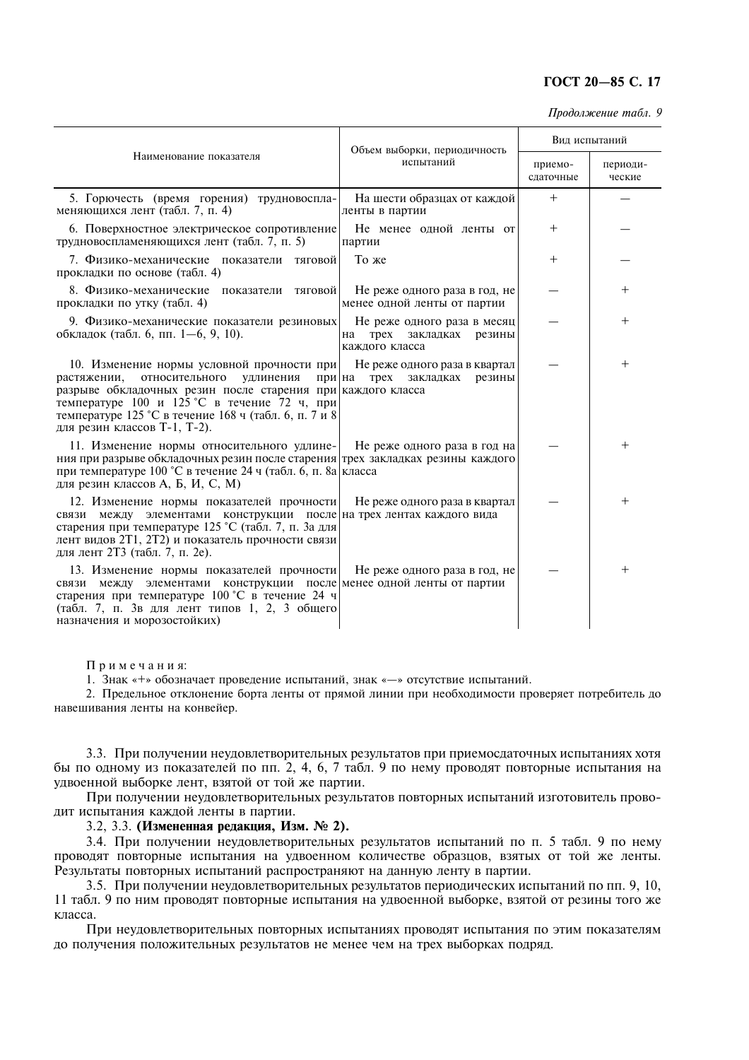*Продолжение табл. 9*

| Наименование показателя | Объем выборки, периодичность испытаний | Вид испытаний | |
|---|---|---|---|
| | | приемо-сдаточные | периоди-ческие |
| 5. Горючесть (время горения) трудновоспламеняющихся лент (табл. 7, п. 4) | На шести образцах от каждой ленты в партии | + | — |
| 6. Поверхностное электрическое сопротивление трудновоспламеняющихся лент (табл. 7, п. 5) | Не менее одной ленты от партии | + | — |
| 7. Физико-механические показатели тяговой прокладки по основе (табл. 4) | То же | + | — |
| 8. Физико-механические показатели тяговой прокладки по утку (табл. 4) | Не реже одного раза в год, не менее одной ленты от партии | — | + |
| 9. Физико-механические показатели резиновых обкладок (табл. 6, пп. 1—6, 9, 10). | Не реже одного раза в месяц на трех закладках резины каждого класса | — | + |
| 10. Изменение нормы условной прочности при растяжении, относительного удлинения при разрыве обкладочных резин после старения при температуре 100 и 125 °С в течение 72 ч, при температуре 125 °С в течение 168 ч (табл. 6, п. 7 и 8 для резин классов Т-1, Т-2). | Не реже одного раза в квартал на трех закладках резины каждого класса | — | + |
| 11. Изменение нормы относительного удлинения при разрыве обкладочных резин после старения при температуре 100 °С в течение 24 ч (табл. 6, п. 8а для резин классов А, Б, И, С, М) | Не реже одного раза в год на трех закладках резины каждого класса | — | + |
| 12. Изменение нормы показателей прочности связи между элементами конструкции после старения при температуре 125 °С (табл. 7, п. 3а для лент видов 2Т1, 2Т2) и показатель прочности связи для лент 2Т3 (табл. 7, п. 2е). | Не реже одного раза в квартал на трех лентах каждого вида | — | + |
| 13. Изменение нормы показателей прочности связи между элементами конструкции после старения при температуре 100 °С в течение 24 ч (табл. 7, п. 3в для лент типов 1, 2, 3 общего назначения и морозостойких) | Не реже одного раза в год, не менее одной ленты от партии | — | + |

Примечания:

1. Знак «+» обозначает проведение испытаний, знак «—» отсутствие испытаний.
2. Предельное отклонение борта ленты от прямой линии при необходимости проверяет потребитель до навешивания ленты на конвейер.

3.3. При получении неудовлетворительных результатов при приемосдаточных испытаниях хотя бы по одному из показателей по пп. 2, 4, 6, 7 табл. 9 по нему проводят повторные испытания на удвоенной выборке лент, взятой от той же партии.

При получении неудовлетворительных результатов повторных испытаний изготовитель проводит испытания каждой ленты в партии.

3.2, 3.3. **(Измененная редакция, Изм. № 2).**

3.4. При получении неудовлетворительных результатов испытаний по п. 5 табл. 9 по нему проводят повторные испытания на удвоенном количестве образцов, взятых от той же ленты. Результаты повторных испытаний распространяют на данную ленту в партии.

3.5. При получении неудовлетворительных результатов периодических испытаний по пп. 9, 10, 11 табл. 9 по ним проводят повторные испытания на удвоенной выборке, взятой от резины того же класса.

При неудовлетворительных повторных испытаниях проводят испытания по этим показателям до получения положительных результатов не менее чем на трех выборках подряд.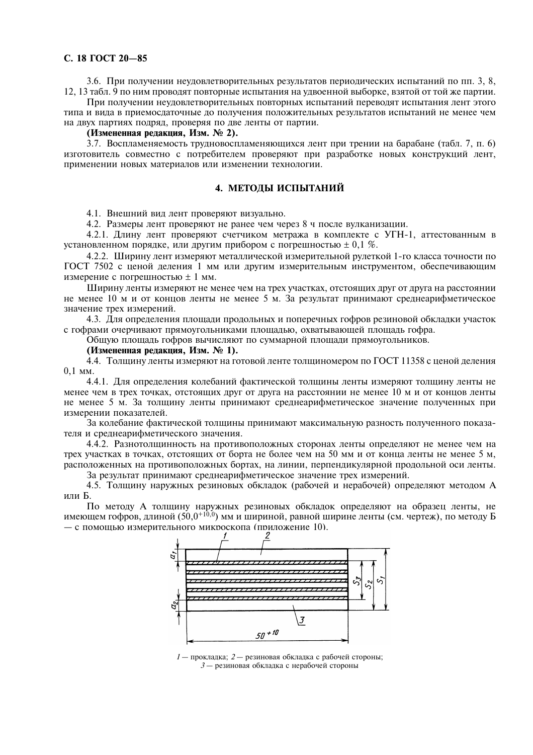3.6. При получении неудовлетворительных результатов периодических испытаний по пп. 3, 8, 12, 13 табл. 9 по ним проводят повторные испытания на удвоенной выборке, взятой от той же партии.

При получении неудовлетворительных повторных испытаний переводят испытания лент этого типа и вида в приемосдаточные до получения положительных результатов испытаний не менее чем на двух партиях подряд, проверяя по две ленты от партии.

**(Измененная редакция, Изм. № 2).**

3.7. Воспламеняемость трудновоспламеняющихся лент при трении на барабане (табл. 7, п. 6) изготовитель совместно с потребителем проверяют при разработке новых конструкций лент, применении новых материалов или изменении технологии.

## 4. МЕТОДЫ ИСПЫТАНИЙ

4.1. Внешний вид лент проверяют визуально.

4.2. Размеры лент проверяют не ранее чем через 8 ч после вулканизации.

4.2.1. Длину лент проверяют счетчиком метража в комплекте с УГН-1, аттестованным в установленном порядке, или другим прибором с погрешностью ± 0,1 %.

4.2.2. Ширину лент измеряют металлической измерительной рулеткой 1-го класса точности по ГОСТ 7502 с ценой деления 1 мм или другим измерительным инструментом, обеспечивающим измерение с погрешностью ± 1 мм.

Ширину ленты измеряют не менее чем на трех участках, отстоящих друг от друга на расстоянии не менее 10 м и от концов ленты не менее 5 м. За результат принимают среднеарифметическое значение трех измерений.

4.3. Для определения площади продольных и поперечных гофров резиновой обкладки участок с гофрами очерчивают прямоугольниками площадью, охватывающей площадь гофра.

Общую площадь гофров вычисляют по суммарной площади прямоугольников.

**(Измененная редакция, Изм. № 1).**

4.4. Толщину ленты измеряют на готовой ленте толщиномером по ГОСТ 11358 с ценой деления 0,1 мм.

4.4.1. Для определения колебаний фактической толщины ленты измеряют толщину ленты не менее чем в трех точках, отстоящих друг от друга на расстоянии не менее 10 м и от концов ленты не менее 5 м. За толщину ленты принимают среднеарифметическое значение полученных при измерении показателей.

За колебание фактической толщины принимают максимальную разность полученного показателя и среднеарифметического значения.

4.4.2. Разнотолщинность на противоположных сторонах ленты определяют не менее чем на трех участках в точках, отстоящих от борта не более чем на 50 мм и от конца ленты не менее 5 м, расположенных на противоположных бортах, на линии, перпендикулярной продольной оси ленты.

За результат принимают среднеарифметическое значение трех измерений.

4.5. Толщину наружных резиновых обкладок (рабочей и нерабочей) определяют методом А или Б.

По методу А толщину наружных резиновых обкладок определяют на образец ленты, не имеющем гофров, длиной ($50,0^{+10,0}$) мм и шириной, равной ширине ленты (см. чертеж), по методу Б — с помощью измерительного микроскопа (приложение 10).

*1* — прокладка; *2* — резиновая обкладка с рабочей стороны; *3* — резиновая обкладка с нерабочей стороны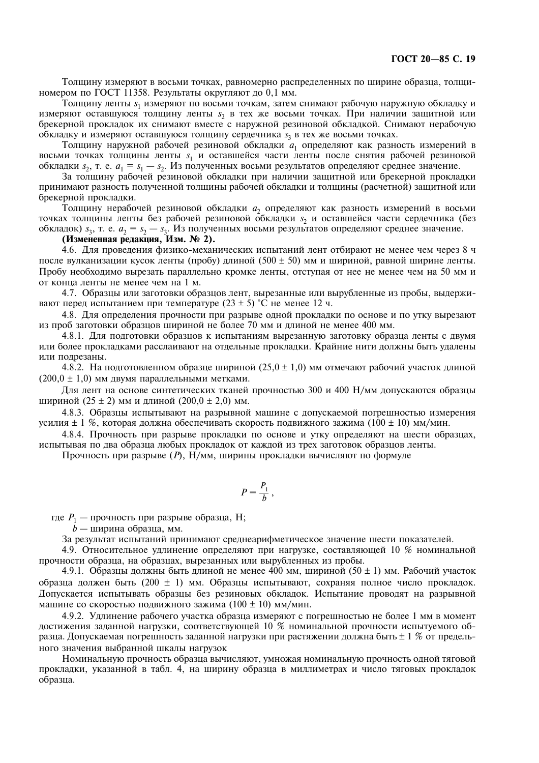Толщину измеряют в восьми точках, равномерно распределенных по ширине образца, толщиномером по ГОСТ 11358. Результаты округляют до 0,1 мм.

Толщину ленты $s_1$ измеряют по восьми точкам, затем снимают рабочую наружную обкладку и измеряют оставшуюся толщину ленты $s_2$ в тех же восьми точках. При наличии защитной или брекерной прокладок их снимают вместе с наружной резиновой обкладкой. Снимают нерабочую обкладку и измеряют оставшуюся толщину сердечника $s_3$ в тех же восьми точках.

Толщину наружной рабочей резиновой обкладки $a_1$ определяют как разность измерений в восьми точках толщины ленты $s_1$ и оставшейся части ленты после снятия рабочей резиновой обкладки $s_2$, т. е. $a_1 = s_1 - s_2$. Из полученных восьми результатов определяют среднее значение.

За толщину рабочей резиновой обкладки при наличии защитной или брекерной прокладки принимают разность полученной толщины рабочей обкладки и толщины (расчетной) защитной или брекерной прокладки.

Толщину нерабочей резиновой обкладки $a_2$ определяют как разность измерений в восьми точках толщины ленты без рабочей резиновой обкладки $s_2$ и оставшейся части сердечника (без обкладок) $s_3$, т. е. $a_2 = s_2 - s_3$. Из полученных восьми результатов определяют среднее значение.

**(Измененная редакция, Изм. № 2).**

4.6. Для проведения физико-механических испытаний лент отбирают не менее чем через 8 ч после вулканизации кусок ленты (пробу) длиной (500 ± 50) мм и шириной, равной ширине ленты. Пробу необходимо вырезать параллельно кромке ленты, отступая от нее не менее чем на 50 мм и от конца ленты не менее чем на 1 м.

4.7. Образцы или заготовки образцов лент, вырезанные или вырубленные из пробы, выдерживают перед испытанием при температуре (23 ± 5) °С не менее 12 ч.

4.8. Для определения прочности при разрыве одной прокладки по основе и по утку вырезают из проб заготовки образцов шириной не более 70 мм и длиной не менее 400 мм.

4.8.1. Для подготовки образцов к испытаниям вырезанную заготовку образца ленты с двумя или более прокладками расслаивают на отдельные прокладки. Крайние нити должны быть удалены или подрезаны.

4.8.2. На подготовленном образце шириной (25,0 ± 1,0) мм отмечают рабочий участок длиной (200,0 ± 1,0) мм двумя параллельными метками.

Для лент на основе синтетических тканей прочностью 300 и 400 Н/мм допускаются образцы шириной (25 ± 2) мм и длиной (200,0 ± 2,0) мм.

4.8.3. Образцы испытывают на разрывной машине с допускаемой погрешностью измерения усилия ± 1 %, которая должна обеспечивать скорость подвижного зажима (100 ± 10) мм/мин.

4.8.4. Прочность при разрыве прокладки по основе и утку определяют на шести образцах, испытывая по два образца любых прокладок от каждой из трех заготовок образцов ленты.

Прочность при разрыве ($P$), Н/мм, ширины прокладки вычисляют по формуле

$$P = \frac{P_1}{b},$$

где $P_1$ — прочность при разрыве образца, Н;

$b$ — ширина образца, мм.

За результат испытаний принимают среднеарифметическое значение шести показателей.

4.9. Относительное удлинение определяют при нагрузке, составляющей 10 % номинальной прочности образца, на образцах, вырезанных или вырубленных из пробы.

4.9.1. Образцы должны быть длиной не менее 400 мм, шириной (50 ± 1) мм. Рабочий участок образца должен быть (200 ± 1) мм. Образцы испытывают, сохраняя полное число прокладок. Допускается испытывать образцы без резиновых обкладок. Испытание проводят на разрывной машине со скоростью подвижного зажима (100 ± 10) мм/мин.

4.9.2. Удлинение рабочего участка образца измеряют с погрешностью не более 1 мм в момент достижения заданной нагрузки, соответствующей 10 % номинальной прочности испытуемого образца. Допускаемая погрешность заданной нагрузки при растяжении должна быть ± 1 % от предельного значения выбранной шкалы нагрузок

Номинальную прочность образца вычисляют, умножая номинальную прочность одной тяговой прокладки, указанной в табл. 4, на ширину образца в миллиметрах и число тяговых прокладок образца.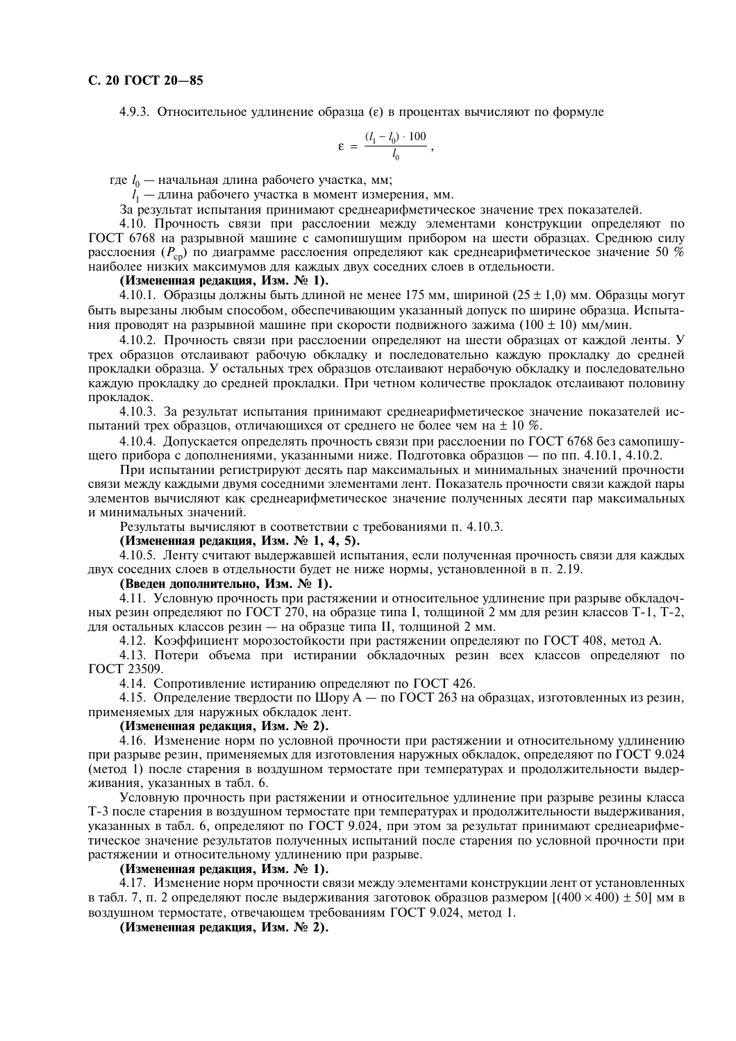4.9.3. Относительное удлинение образца (ε) в процентах вычисляют по формуле

$$\varepsilon = \frac{(l_1 - l_0) \cdot 100}{l_0},$$

где $l_0$ — начальная длина рабочего участка, мм;

$l_1$ — длина рабочего участка в момент измерения, мм.

За результат испытания принимают среднеарифметическое значение трех показателей.

4.10. Прочность связи при расслоении между элементами конструкции определяют по ГОСТ 6768 на разрывной машине с самопишущим прибором на шести образцах. Среднюю силу расслоения ($P_{ср}$) по диаграмме расслоения определяют как среднеарифметическое значение 50 % наиболее низких максимумов для каждых двух соседних слоев в отдельности.

**(Измененная редакция, Изм. № 1).**

4.10.1. Образцы должны быть длиной не менее 175 мм, шириной (25 ± 1,0) мм. Образцы могут быть вырезаны любым способом, обеспечивающим указанный допуск по ширине образца. Испытания проводят на разрывной машине при скорости подвижного зажима (100 ± 10) мм/мин.

4.10.2. Прочность связи при расслоении определяют на шести образцах от каждой ленты. У трех образцов отслаивают рабочую обкладку и последовательно каждую прокладку до средней прокладки образца. У остальных трех образцов отслаивают нерабочую обкладку и последовательно каждую прокладку до средней прокладки. При четном количестве прокладок отслаивают половину прокладок.

4.10.3. За результат испытания принимают среднеарифметическое значение показателей испытаний трех образцов, отличающихся от среднего не более чем на ± 10 %.

4.10.4. Допускается определять прочность связи при расслоении по ГОСТ 6768 без самопишущего прибора с дополнениями, указанными ниже. Подготовка образцов — по пп. 4.10.1, 4.10.2.

При испытании регистрируют десять пар максимальных и минимальных значений прочности связи между каждыми двумя соседними элементами лент. Показатель прочности связи каждой пары элементов вычисляют как среднеарифметическое значение полученных десяти пар максимальных и минимальных значений.

Результаты вычисляют в соответствии с требованиями п. 4.10.3.

**(Измененная редакция, Изм. № 1, 4, 5).**

4.10.5. Ленту считают выдержавшей испытания, если полученная прочность связи для каждых двух соседних слоев в отдельности будет не ниже нормы, установленной в п. 2.19.

**(Введен дополнительно, Изм. № 1).**

4.11. Условную прочность при растяжении и относительное удлинение при разрыве обкладочных резин определяют по ГОСТ 270, на образце типа I, толщиной 2 мм для резин классов Т-1, Т-2, для остальных классов резин — на образце типа II, толщиной 2 мм.

4.12. Коэффициент морозостойкости при растяжении определяют по ГОСТ 408, метод А.

4.13. Потери объема при истирании обкладочных резин всех классов определяют по ГОСТ 23509.

4.14. Сопротивление истиранию определяют по ГОСТ 426.

4.15. Определение твердости по Шору А — по ГОСТ 263 на образцах, изготовленных из резин, применяемых для наружных обкладок лент.

**(Измененная редакция, Изм. № 2).**

4.16. Изменение норм по условной прочности при растяжении и относительному удлинению при разрыве резин, применяемых для изготовления наружных обкладок, определяют по ГОСТ 9.024 (метод 1) после старения в воздушном термостате при температурах и продолжительности выдерживания, указанных в табл. 6.

Условную прочность при растяжении и относительное удлинение при разрыве резины класса Т-3 после старения в воздушном термостате при температурах и продолжительности выдерживания, указанных в табл. 6, определяют по ГОСТ 9.024, при этом за результат принимают среднеарифметическое значение результатов полученных испытаний после старения по условной прочности при растяжении и относительному удлинению при разрыве.

**(Измененная редакция, Изм. № 1).**

4.17. Изменение норм прочности связи между элементами конструкции лент от установленных в табл. 7, п. 2 определяют после выдерживания заготовок образцов размером [(400 × 400) ± 50] мм в воздушном термостате, отвечающем требованиям ГОСТ 9.024, метод 1.

**(Измененная редакция, Изм. № 2).**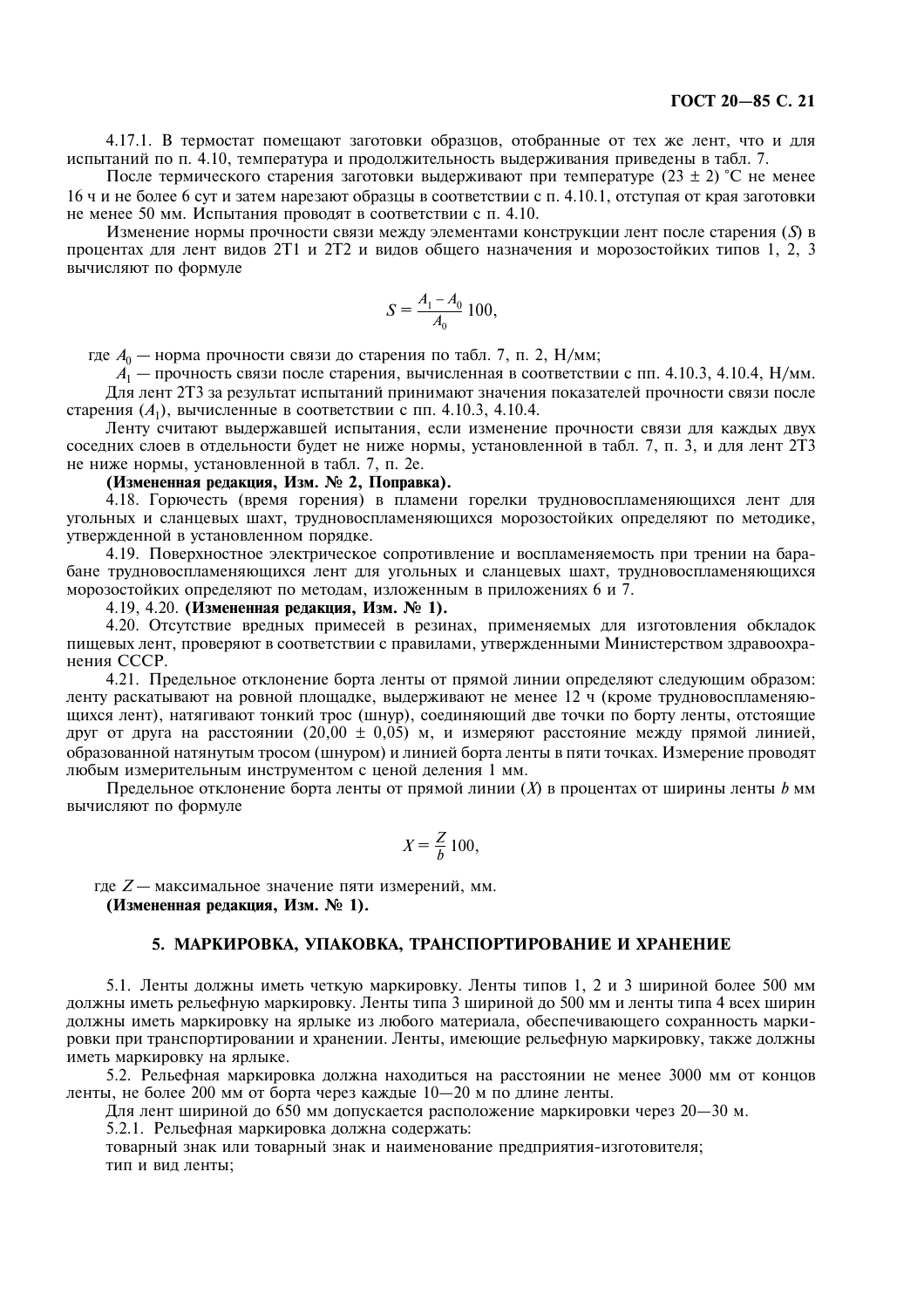4.17.1. В термостат помещают заготовки образцов, отобранные от тех же лент, что и для испытаний по п. 4.10, температура и продолжительность выдерживания приведены в табл. 7.

После термического старения заготовки выдерживают при температуре (23 ± 2) °С не менее 16 ч и не более 6 сут и затем нарезают образцы в соответствии с п. 4.10.1, отступая от края заготовки не менее 50 мм. Испытания проводят в соответствии с п. 4.10.

Изменение нормы прочности связи между элементами конструкции лент после старения ($S$) в процентах для лент видов 2Т1 и 2Т2 и видов общего назначения и морозостойких типов 1, 2, 3 вычисляют по формуле

$$S = \frac{A_1 - A_0}{A_0}\, 100,$$

где $A_0$ — норма прочности связи до старения по табл. 7, п. 2, Н/мм;

$A_1$ — прочность связи после старения, вычисленная в соответствии с пп. 4.10.3, 4.10.4, Н/мм.

Для лент 2Т3 за результат испытаний принимают значения показателей прочности связи после старения ($A_1$), вычисленные в соответствии с пп. 4.10.3, 4.10.4.

Ленту считают выдержавшей испытания, если изменение прочности связи для каждых двух соседних слоев в отдельности будет не ниже нормы, установленной в табл. 7, п. 3, и для лент 2Т3 не ниже нормы, установленной в табл. 7, п. 2е.

**(Измененная редакция, Изм. № 2, Поправка).**

4.18. Горючесть (время горения) в пламени горелки трудновоспламеняющихся лент для угольных и сланцевых шахт, трудновоспламеняющихся морозостойких определяют по методике, утвержденной в установленном порядке.

4.19. Поверхностное электрическое сопротивление и воспламеняемость при трении на барабане трудновоспламеняющихся лент для угольных и сланцевых шахт, трудновоспламеняющихся морозостойких определяют по методам, изложенным в приложениях 6 и 7.

4.19, 4.20. **(Измененная редакция, Изм. № 1).**

4.20. Отсутствие вредных примесей в резинах, применяемых для изготовления обкладок пищевых лент, проверяют в соответствии с правилами, утвержденными Министерством здравоохранения СССР.

4.21. Предельное отклонение борта ленты от прямой линии определяют следующим образом: ленту раскатывают на ровной площадке, выдерживают не менее 12 ч (кроме трудновоспламеняющихся лент), натягивают тонкий трос (шнур), соединяющий две точки по борту ленты, отстоящие друг от друга на расстоянии (20,00 ± 0,05) м, и измеряют расстояние между прямой линией, образованной натянутым тросом (шнуром) и линией борта ленты в пяти точках. Измерение проводят любым измерительным инструментом с ценой деления 1 мм.

Предельное отклонение борта ленты от прямой линии ($X$) в процентах от ширины ленты $b$ мм вычисляют по формуле

$$X = \frac{Z}{b}\, 100,$$

где $Z$ — максимальное значение пяти измерений, мм.

**(Измененная редакция, Изм. № 1).**

## 5. МАРКИРОВКА, УПАКОВКА, ТРАНСПОРТИРОВАНИЕ И ХРАНЕНИЕ

5.1. Ленты должны иметь четкую маркировку. Ленты типов 1, 2 и 3 шириной более 500 мм должны иметь рельефную маркировку. Ленты типа 3 шириной до 500 мм и ленты типа 4 всех ширин должны иметь маркировку на ярлыке из любого материала, обеспечивающего сохранность маркировки при транспортировании и хранении. Ленты, имеющие рельефную маркировку, также должны иметь маркировку на ярлыке.

5.2. Рельефная маркировка должна находиться на расстоянии не менее 3000 мм от концов ленты, не более 200 мм от борта через каждые 10—20 м по длине ленты.

Для лент шириной до 650 мм допускается расположение маркировки через 20—30 м.

5.2.1. Рельефная маркировка должна содержать:

товарный знак или товарный знак и наименование предприятия-изготовителя;

тип и вид ленты;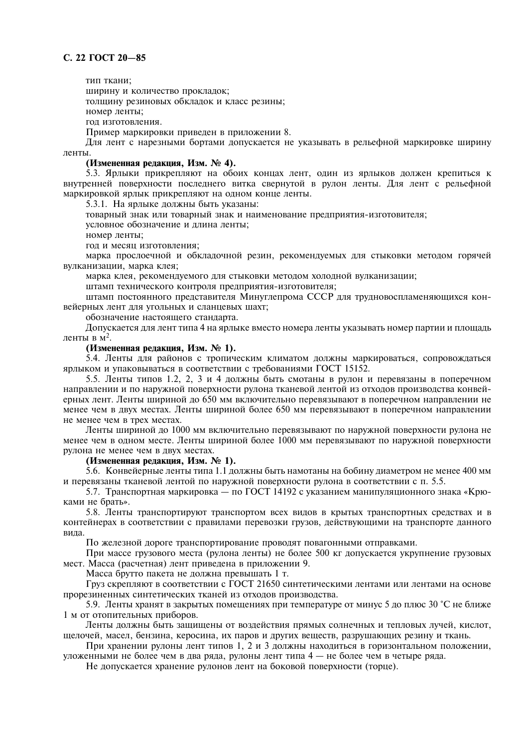тип ткани;

ширину и количество прокладок;

толщину резиновых обкладок и класс резины;

номер ленты;

год изготовления.

Пример маркировки приведен в приложении 8.

Для лент с нарезными бортами допускается не указывать в рельефной маркировке ширину ленты.

**(Измененная редакция, Изм. № 4).**

5.3. Ярлыки прикрепляют на обоих концах лент, один из ярлыков должен крепиться к внутренней поверхности последнего витка свернутой в рулон ленты. Для лент с рельефной маркировкой ярлык прикрепляют на одном конце ленты.

5.3.1. На ярлыке должны быть указаны:

товарный знак или товарный знак и наименование предприятия-изготовителя;

условное обозначение и длина ленты;

номер ленты;

год и месяц изготовления;

марка прослоечной и обкладочной резин, рекомендуемых для стыковки методом горячей вулканизации, марка клея;

марка клея, рекомендуемого для стыковки методом холодной вулканизации;

штамп технического контроля предприятия-изготовителя;

штамп постоянного представителя Минуглепрома СССР для трудновоспламеняющихся конвейерных лент для угольных и сланцевых шахт;

обозначение настоящего стандарта.

Допускается для лент типа 4 на ярлыке вместо номера ленты указывать номер партии и площадь ленты в м$^2$.

**(Измененная редакция, Изм. № 1).**

5.4. Ленты для районов с тропическим климатом должны маркироваться, сопровождаться ярлыком и упаковываться в соответствии с требованиями ГОСТ 15152.

5.5. Ленты типов 1.2, 2, 3 и 4 должны быть смотаны в рулон и перевязаны в поперечном направлении и по наружной поверхности рулона тканевой лентой из отходов производства конвейерных лент. Ленты шириной до 650 мм включительно перевязывают в поперечном направлении не менее чем в двух местах. Ленты шириной более 650 мм перевязывают в поперечном направлении не менее чем в трех местах.

Ленты шириной до 1000 мм включительно перевязывают по наружной поверхности рулона не менее чем в одном месте. Ленты шириной более 1000 мм перевязывают по наружной поверхности рулона не менее чем в двух местах.

**(Измененная редакция, Изм. № 1).**

5.6. Конвейерные ленты типа 1.1 должны быть намотаны на бобину диаметром не менее 400 мм и перевязаны тканевой лентой по наружной поверхности рулона в соответствии с п. 5.5.

5.7. Транспортная маркировка — по ГОСТ 14192 с указанием манипуляционного знака «Крюками не брать».

5.8. Ленты транспортируют транспортом всех видов в крытых транспортных средствах и в контейнерах в соответствии с правилами перевозки грузов, действующими на транспорте данного вида.

По железной дороге транспортирование проводят повагонными отправками.

При массе грузового места (рулона ленты) не более 500 кг допускается укрупнение грузовых мест. Масса (расчетная) лент приведена в приложении 9.

Масса брутто пакета не должна превышать 1 т.

Груз скрепляют в соответствии с ГОСТ 21650 синтетическими лентами или лентами на основе прорезиненных синтетических тканей из отходов производства.

5.9. Ленты хранят в закрытых помещениях при температуре от минус 5 до плюс 30 °С не ближе 1 м от отопительных приборов.

Ленты должны быть защищены от воздействия прямых солнечных и тепловых лучей, кислот, щелочей, масел, бензина, керосина, их паров и других веществ, разрушающих резину и ткань.

При хранении рулоны лент типов 1, 2 и 3 должны находиться в горизонтальном положении, уложенными не более чем в два ряда, рулоны лент типа 4 — не более чем в четыре ряда.

Не допускается хранение рулонов лент на боковой поверхности (торце).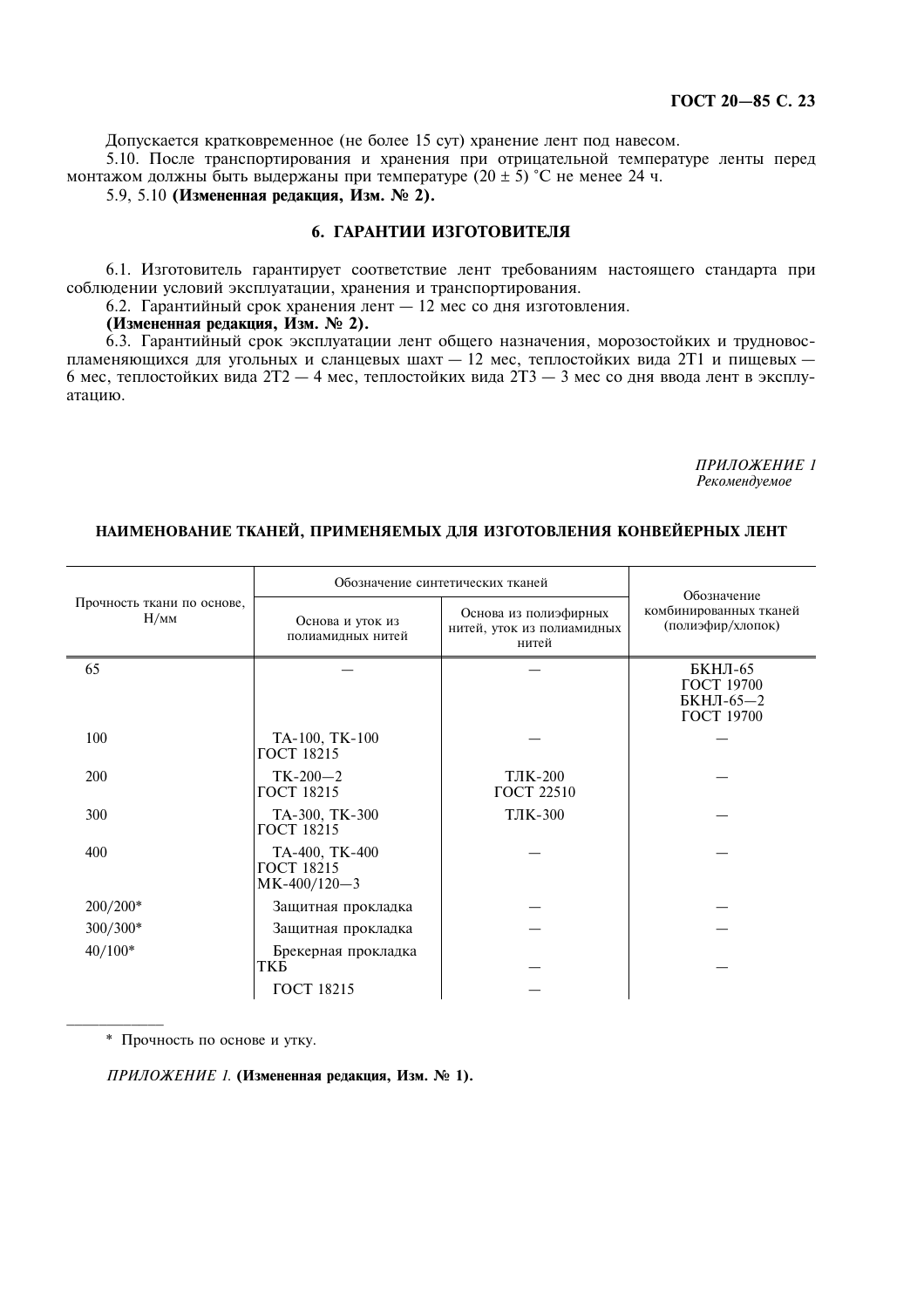Допускается кратковременное (не более 15 сут) хранение лент под навесом.

5.10. После транспортирования и хранения при отрицательной температуре ленты перед монтажом должны быть выдержаны при температуре (20 ± 5) °С не менее 24 ч.

5.9, 5.10 **(Измененная редакция, Изм. № 2).**

## 6. ГАРАНТИИ ИЗГОТОВИТЕЛЯ

6.1. Изготовитель гарантирует соответствие лент требованиям настоящего стандарта при соблюдении условий эксплуатации, хранения и транспортирования.

6.2. Гарантийный срок хранения лент — 12 мес со дня изготовления.

**(Измененная редакция, Изм. № 2).**

6.3. Гарантийный срок эксплуатации лент общего назначения, морозостойких и трудновоспламеняющихся для угольных и сланцевых шахт — 12 мес, теплостойких вида 2Т1 и пищевых — 6 мес, теплостойких вида 2Т2 — 4 мес, теплостойких вида 2Т3 — 3 мес со дня ввода лент в эксплуатацию.

*ПРИЛОЖЕНИЕ 1*
*Рекомендуемое*

### НАИМЕНОВАНИЕ ТКАНЕЙ, ПРИМЕНЯЕМЫХ ДЛЯ ИЗГОТОВЛЕНИЯ КОНВЕЙЕРНЫХ ЛЕНТ

| Прочность ткани по основе, Н/мм | Обозначение синтетических тканей | | Обозначение комбинированных тканей (полиэфир/хлопок) |
|---|---|---|---|
| | Основа и уток из полиамидных нитей | Основа из полиэфирных нитей, уток из полиамидных нитей | |
| 65 | — | — | БКНЛ-65 ГОСТ 19700 БКНЛ-65—2 ГОСТ 19700 |
| 100 | ТА-100, ТК-100 ГОСТ 18215 | — | — |
| 200 | ТК-200—2 ГОСТ 18215 | ТЛК-200 ГОСТ 22510 | — |
| 300 | ТА-300, ТК-300 ГОСТ 18215 | ТЛК-300 | — |
| 400 | ТА-400, ТК-400 ГОСТ 18215 МК-400/120—3 | — | — |
| 200/200* | Защитная прокладка | — | — |
| 300/300* | Защитная прокладка | — | — |
| 40/100* | Брекерная прокладка ТКБ | — | — |
| | ГОСТ 18215 | — | |

\* Прочность по основе и утку.

*ПРИЛОЖЕНИЕ 1.* **(Измененная редакция, Изм. № 1).**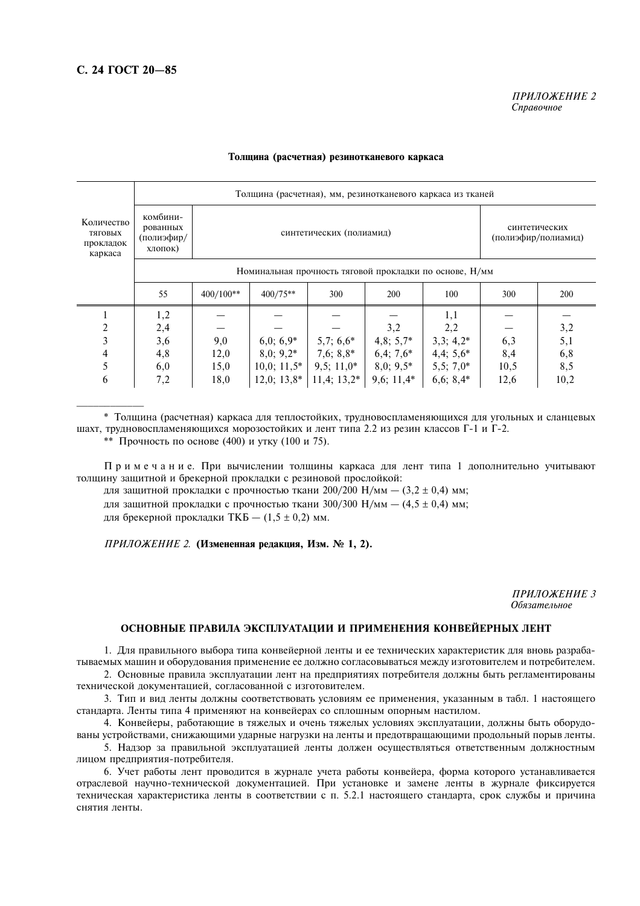*ПРИЛОЖЕНИЕ 2*
*Справочное*

**Толщина (расчетная) резинотканевого каркаса**

| Количество тяговых прокладок каркаса | Толщина (расчетная), мм, резинотканевого каркаса из тканей | | | | | | | |
|---|---|---|---|---|---|---|---|---|
| | комбинированных (полиэфир/хлопок) | синтетических (полиамид) | | | | | синтетических (полиэфир/полиамид) | |
| | Номинальная прочность тяговой прокладки по основе, Н/мм | | | | | | | |
| | 55 | 400/100** | 400/75** | 300 | 200 | 100 | 300 | 200 |
| 1 | 1,2 | — | — | — | — | 1,1 | — | — |
| 2 | 2,4 | — | — | — | 3,2 | 2,2 | — | 3,2 |
| 3 | 3,6 | 9,0 | 6,0; 6,9* | 5,7; 6,6* | 4,8; 5,7* | 3,3; 4,2* | 6,3 | 5,1 |
| 4 | 4,8 | 12,0 | 8,0; 9,2* | 7,6; 8,8* | 6,4; 7,6* | 4,4; 5,6* | 8,4 | 6,8 |
| 5 | 6,0 | 15,0 | 10,0; 11,5* | 9,5; 11,0* | 8,0; 9,5* | 5,5; 7,0* | 10,5 | 8,5 |
| 6 | 7,2 | 18,0 | 12,0; 13,8* | 11,4; 13,2* | 9,6; 11,4* | 6,6; 8,4* | 12,6 | 10,2 |

\* Толщина (расчетная) каркаса для теплостойких, трудновоспламеняющихся для угольных и сланцевых шахт, трудновоспламеняющихся морозостойких и лент типа 2.2 из резин классов Г-1 и Г-2.

\** Прочность по основе (400) и утку (100 и 75).

П р и м е ч а н и е. При вычислении толщины каркаса для лент типа 1 дополнительно учитывают толщину защитной и брекерной прокладки с резиновой прослойкой:

для защитной прокладки с прочностью ткани 200/200 Н/мм — (3,2 ± 0,4) мм;

для защитной прокладки с прочностью ткани 300/300 Н/мм — (4,5 ± 0,4) мм;

для брекерной прокладки ТКБ — (1,5 ± 0,2) мм.

*ПРИЛОЖЕНИЕ 2.* **(Измененная редакция, Изм. № 1, 2).**

*ПРИЛОЖЕНИЕ 3*
*Обязательное*

## ОСНОВНЫЕ ПРАВИЛА ЭКСПЛУАТАЦИИ И ПРИМЕНЕНИЯ КОНВЕЙЕРНЫХ ЛЕНТ

1. Для правильного выбора типа конвейерной ленты и ее технических характеристик для вновь разрабатываемых машин и оборудования применение ее должно согласовываться между изготовителем и потребителем.

2. Основные правила эксплуатации лент на предприятиях потребителя должны быть регламентированы технической документацией, согласованной с изготовителем.

3. Тип и вид ленты должны соответствовать условиям ее применения, указанным в табл. 1 настоящего стандарта. Ленты типа 4 применяют на конвейерах со сплошным опорным настилом.

4. Конвейеры, работающие в тяжелых и очень тяжелых условиях эксплуатации, должны быть оборудованы устройствами, снижающими ударные нагрузки на ленты и предотвращающими продольный порыв ленты.

5. Надзор за правильной эксплуатацией ленты должен осуществляться ответственным должностным лицом предприятия-потребителя.

6. Учет работы лент проводится в журнале учета работы конвейера, форма которого устанавливается отраслевой научно-технической документацией. При установке и замене ленты в журнале фиксируется техническая характеристика ленты в соответствии с п. 5.2.1 настоящего стандарта, срок службы и причина снятия ленты.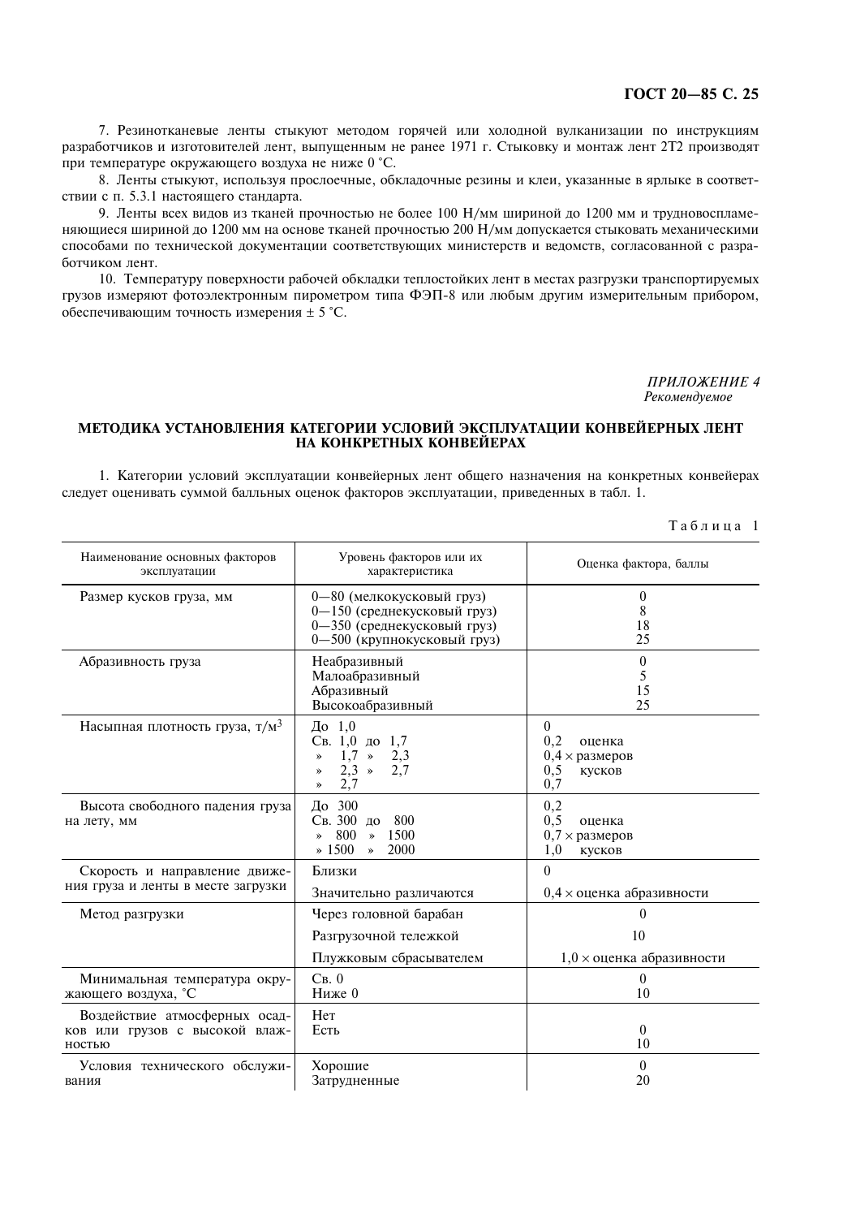7. Резинотканевые ленты стыкуют методом горячей или холодной вулканизации по инструкциям разработчиков и изготовителей лент, выпущенным не ранее 1971 г. Стыковку и монтаж лент 2Т2 производят при температуре окружающего воздуха не ниже 0 °С.

8. Ленты стыкуют, используя прослоечные, обкладочные резины и клеи, указанные в ярлыке в соответствии с п. 5.3.1 настоящего стандарта.

9. Ленты всех видов из тканей прочностью не более 100 Н/мм шириной до 1200 мм и трудновоспламеняющиеся шириной до 1200 мм на основе тканей прочностью 200 Н/мм допускается стыковать механическими способами по технической документации соответствующих министерств и ведомств, согласованной с разработчиком лент.

10. Температуру поверхности рабочей обкладки теплостойких лент в местах разгрузки транспортируемых грузов измеряют фотоэлектронным пирометром типа ФЭП-8 или любым другим измерительным прибором, обеспечивающим точность измерения ± 5 °С.

*ПРИЛОЖЕНИЕ 4*
*Рекомендуемое*

## МЕТОДИКА УСТАНОВЛЕНИЯ КАТЕГОРИИ УСЛОВИЙ ЭКСПЛУАТАЦИИ КОНВЕЙЕРНЫХ ЛЕНТ НА КОНКРЕТНЫХ КОНВЕЙЕРАХ

1. Категории условий эксплуатации конвейерных лент общего назначения на конкретных конвейерах следует оценивать суммой балльных оценок факторов эксплуатации, приведенных в табл. 1.

Таблица 1

| Наименование основных факторов эксплуатации | Уровень факторов или их характеристика | Оценка фактора, баллы |
|---|---|---|
| Размер кусков груза, мм | 0—80 (мелкокусковый груз)<br>0—150 (среднекусковый груз)<br>0—350 (среднекусковый груз)<br>0—500 (крупнокусковый груз) | 0<br>8<br>18<br>25 |
| Абразивность груза | Неабразивный<br>Малоабразивный<br>Абразивный<br>Высокоабразивный | 0<br>5<br>15<br>25 |
| Насыпная плотность груза, т/м³ | До 1,0<br>Св. 1,0 до 1,7<br>» 1,7 » 2,3<br>» 2,3 » 2,7<br>» 2,7 | 0<br>0,2 оценка<br>0,4 × размеров<br>0,5 кусков<br>0,7 |
| Высота свободного падения груза на лету, мм | До 300<br>Св. 300 до 800<br>» 800 » 1500<br>» 1500 » 2000 | 0,2<br>0,5 оценка<br>0,7 × размеров<br>1,0 кусков |
| Скорость и направление движения груза и ленты в месте загрузки | Близки<br>Значительно различаются | 0<br>0,4 × оценка абразивности |
| Метод разгрузки | Через головной барабан<br>Разгрузочной тележкой<br>Плужковым сбрасывателем | 0<br>10<br>1,0 × оценка абразивности |
| Минимальная температура окружающего воздуха, °С | Св. 0<br>Ниже 0 | 0<br>10 |
| Воздействие атмосферных осадков или грузов с высокой влажностью | Нет<br>Есть | 0<br>10 |
| Условия технического обслуживания | Хорошие<br>Затрудненные | 0<br>20 |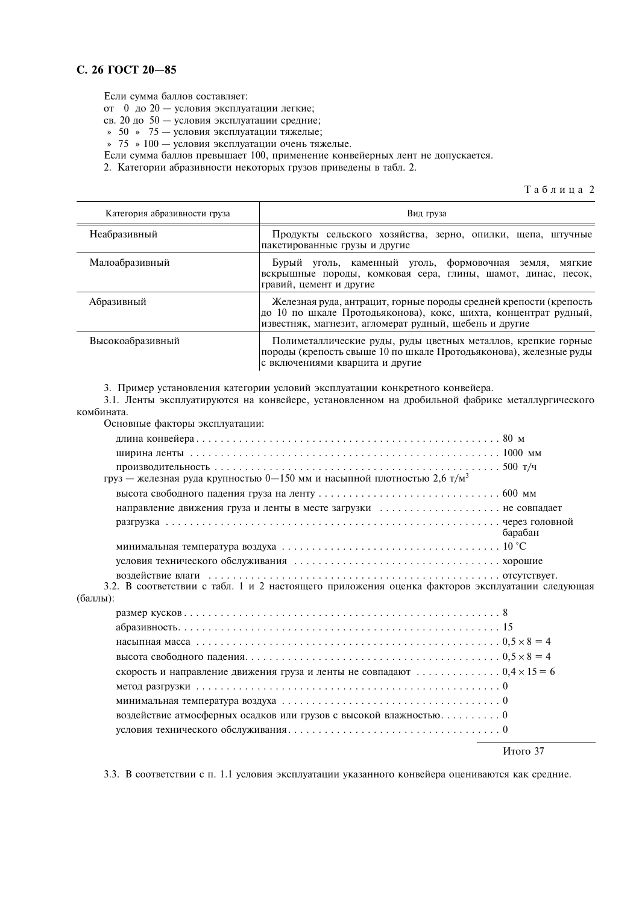Если сумма баллов составляет:

от  0  до 20 — условия эксплуатации легкие;

св. 20 до  50 — условия эксплуатации средние;

» 50  »  75 — условия эксплуатации тяжелые;

» 75  » 100 — условия эксплуатации очень тяжелые.

Если сумма баллов превышает 100, применение конвейерных лент не допускается.

2. Категории абразивности некоторых грузов приведены в табл. 2.

Таблица 2

| Категория абразивности груза | Вид груза |
|---|---|
| Неабразивный | Продукты сельского хозяйства, зерно, опилки, щепа, штучные пакетированные грузы и другие |
| Малоабразивный | Бурый уголь, каменный уголь, формовочная земля, мягкие вскрышные породы, комковая сера, глины, шамот, динас, песок, гравий, цемент и другие |
| Абразивный | Железная руда, антрацит, горные породы средней крепости (крепость до 10 по шкале Протодьяконова), кокс, шихта, концентрат рудный, известняк, магнезит, агломерат рудный, щебень и другие |
| Высокоабразивный | Полиметаллические руды, руды цветных металлов, крепкие горные породы (крепость свыше 10 по шкале Протодьяконова), железные руды с включениями кварцита и другие |

3. Пример установления категории условий эксплуатации конкретного конвейера.

3.1. Ленты эксплуатируются на конвейере, установленном на дробильной фабрике металлургического комбината.

Основные факторы эксплуатации:

длина конвейера . . . . . . . . . . 80 м

ширина ленты . . . . . . . . . . 1000 мм

производительность . . . . . . . . . . 500 т/ч

груз — железная руда крупностью 0—150 мм и насыпной плотностью 2,6 т/м$^3$

высота свободного падения груза на ленту . . . . . . . . . . 600 мм

направление движения груза и ленты в месте загрузки . . . . . . . . . . не совпадает

разгрузка . . . . . . . . . . через головной барабан

минимальная температура воздуха . . . . . . . . . . 10 °С

условия технического обслуживания . . . . . . . . . . хорошие

воздействие влаги . . . . . . . . . . отсутствует.

3.2. В соответствии с табл. 1 и 2 настоящего приложения оценка факторов эксплуатации следующая (баллы):

размер кусков . . . . . . . . . . 8

абразивность. . . . . . . . . . 15

насыпная масса . . . . . . . . . . 0,5 × 8 = 4

высота свободного падения. . . . . . . . . . 0,5 × 8 = 4

скорость и направление движения груза и ленты не совпадают . . . . . . . . . . 0,4 × 15 = 6

метод разгрузки . . . . . . . . . . 0

минимальная температура воздуха . . . . . . . . . . 0

воздействие атмосферных осадков или грузов с высокой влажностью. . . . . . . . . . 0

условия технического обслуживания. . . . . . . . . . 0

Итого 37

3.3. В соответствии с п. 1.1 условия эксплуатации указанного конвейера оцениваются как средние.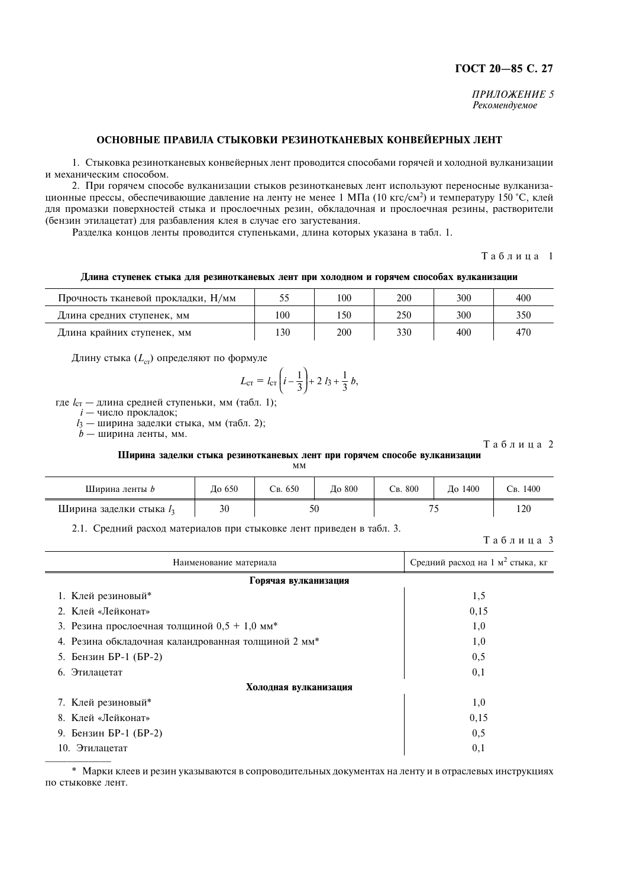*ПРИЛОЖЕНИЕ 5*
*Рекомендуемое*

## ОСНОВНЫЕ ПРАВИЛА СТЫКОВКИ РЕЗИНОТКАНЕВЫХ КОНВЕЙЕРНЫХ ЛЕНТ

1. Стыковка резинотканевых конвейерных лент проводится способами горячей и холодной вулканизации и механическим способом.

2. При горячем способе вулканизации стыков резинотканевых лент используют переносные вулканизационные прессы, обеспечивающие давление на ленту не менее 1 МПа (10 кгс/см$^2$) и температуру 150 °С, клей для промазки поверхностей стыка и прослоечных резин, обкладочная и прослоечная резины, растворители (бензин этилацетат) для разбавления клея в случае его загустевания.

Разделка концов ленты проводится ступеньками, длина которых указана в табл. 1.

Таблица 1

**Длина ступенек стыка для резинотканевых лент при холодном и горячем способах вулканизации**

| Прочность тканевой прокладки, Н/мм | 55 | 100 | 200 | 300 | 400 |
|---|---|---|---|---|---|
| Длина средних ступенек, мм | 100 | 150 | 250 | 300 | 350 |
| Длина крайних ступенек, мм | 130 | 200 | 330 | 400 | 470 |

Длину стыка ($L_{ст}$) определяют по формуле

$$L_{ст} = l_{ст}\left(i - \frac{1}{3}\right) + 2\,l_3 + \frac{1}{3}\,b,$$

где $l_{ст}$ — длина средней ступеньки, мм (табл. 1);
$i$ — число прокладок;
$l_3$ — ширина заделки стыка, мм (табл. 2);
$b$ — ширина ленты, мм.

Таблица 2

**Ширина заделки стыка резинотканевых лент при горячем способе вулканизации**

мм

| Ширина ленты $b$ | До 650 | Св. 650 | До 800 | Св. 800 | До 1400 | Св. 1400 |
|---|---|---|---|---|---|---|
| Ширина заделки стыка $l_3$ | 30 | 50 | | 75 | | 120 |

2.1. Средний расход материалов при стыковке лент приведен в табл. 3.

Таблица 3

| Наименование материала | Средний расход на 1 м$^2$ стыка, кг |
|---|---|
| **Горячая вулканизация** | |
| 1. Клей резиновый* | 1,5 |
| 2. Клей «Лейконат» | 0,15 |
| 3. Резина прослоечная толщиной 0,5 + 1,0 мм* | 1,0 |
| 4. Резина обкладочная каландрованная толщиной 2 мм* | 1,0 |
| 5. Бензин БР-1 (БР-2) | 0,5 |
| 6. Этилацетат | 0,1 |
| **Холодная вулканизация** | |
| 7. Клей резиновый* | 1,0 |
| 8. Клей «Лейконат» | 0,15 |
| 9. Бензин БР-1 (БР-2) | 0,5 |
| 10. Этилацетат | 0,1 |

\* Марки клеев и резин указываются в сопроводительных документах на ленту и в отраслевых инструкциях по стыковке лент.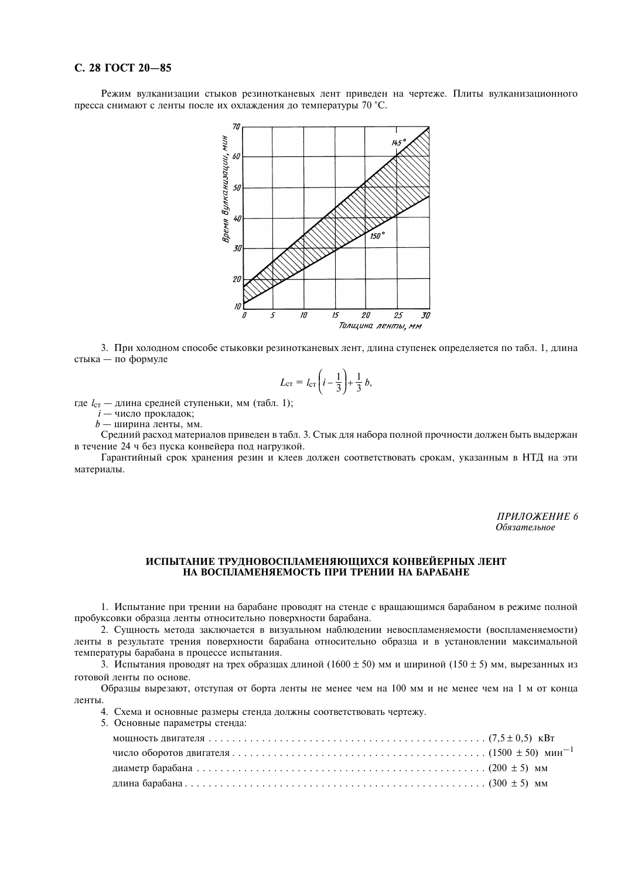Режим вулканизации стыков резинотканевых лент приведен на чертеже. Плиты вулканизационного пресса снимают с ленты после их охлаждения до температуры 70 °С.

3. При холодном способе стыковки резинотканевых лент, длина ступенек определяется по табл. 1, длина стыка — по формуле

$$L_{\text{ст}} = l_{\text{ст}}\left(i - \frac{1}{3}\right) + \frac{1}{3}\,b,$$

где $l_{\text{ст}}$ — длина средней ступеньки, мм (табл. 1);

$i$ — число прокладок;

$b$ — ширина ленты, мм.

Средний расход материалов приведен в табл. 3. Стык для набора полной прочности должен быть выдержан в течение 24 ч без пуска конвейера под нагрузкой.

Гарантийный срок хранения резин и клеев должен соответствовать срокам, указанным в НТД на эти материалы.

*ПРИЛОЖЕНИЕ 6*
*Обязательное*

## ИСПЫТАНИЕ ТРУДНОВОСПЛАМЕНЯЮЩИХСЯ КОНВЕЙЕРНЫХ ЛЕНТ НА ВОСПЛАМЕНЯЕМОСТЬ ПРИ ТРЕНИИ НА БАРАБАНЕ

1. Испытание при трении на барабане проводят на стенде с вращающимся барабаном в режиме полной пробуксовки образца ленты относительно поверхности барабана.

2. Сущность метода заключается в визуальном наблюдении невоспламеняемости (воспламеняемости) ленты в результате трения поверхности барабана относительно образца и в установлении максимальной температуры барабана в процессе испытания.

3. Испытания проводят на трех образцах длиной (1600 ± 50) мм и шириной (150 ± 5) мм, вырезанных из готовой ленты по основе.

Образцы вырезают, отступая от борта ленты не менее чем на 100 мм и не менее чем на 1 м от конца ленты.

4. Схема и основные размеры стенда должны соответствовать чертежу.

5. Основные параметры стенда:

мощность двигателя . . . . . . . . . . . . . . . . . . . . . . . . . . . . . . . . . . . . . . . . . . . . . (7,5 ± 0,5) кВт

число оборотов двигателя . . . . . . . . . . . . . . . . . . . . . . . . . . . . . . . . . . . . . . . . . . (1500 ± 50) мин$^{-1}$

диаметр барабана . . . . . . . . . . . . . . . . . . . . . . . . . . . . . . . . . . . . . . . . . . . . . . . (200 ± 5) мм

длина барабана . . . . . . . . . . . . . . . . . . . . . . . . . . . . . . . . . . . . . . . . . . . . . . . . (300 ± 5) мм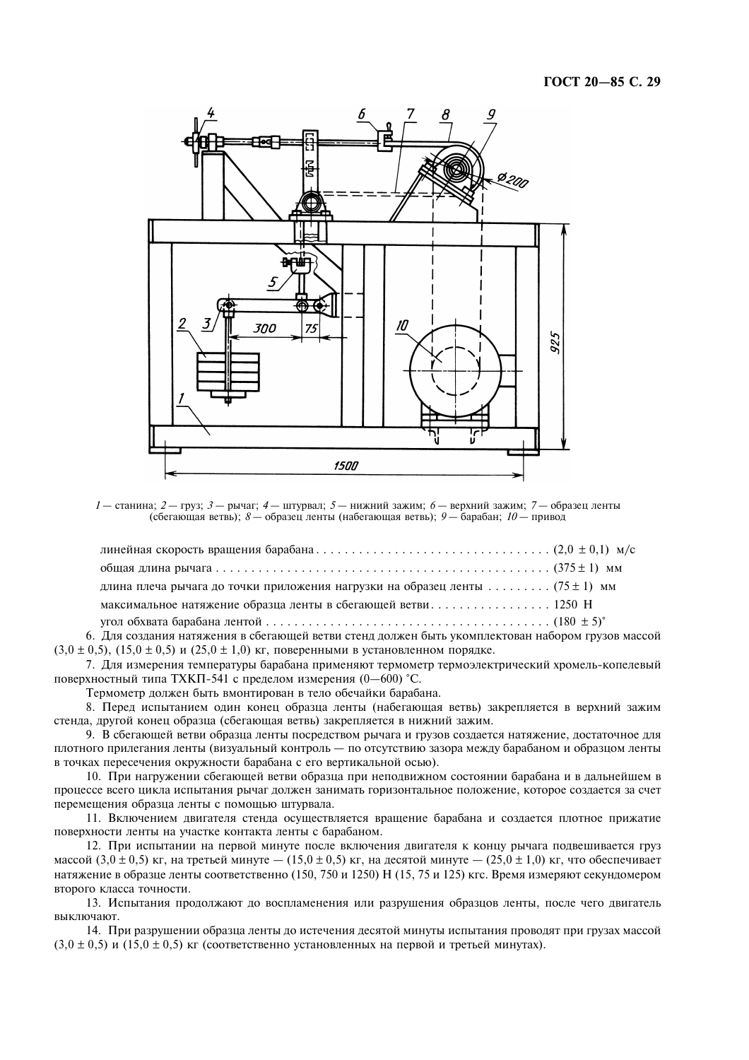1 — станина; 2 — груз; 3 — рычаг; 4 — штурвал; 5 — нижний зажим; 6 — верхний зажим; 7 — образец ленты (сбегающая ветвь); 8 — образец ленты (набегающая ветвь); 9 — барабан; 10 — привод

линейная скорость вращения барабана . . . . . . . . . . . . . . . . . . . . . . . . . . . . . . . . . (2,0 ± 0,1) м/с

общая длина рычага . . . . . . . . . . . . . . . . . . . . . . . . . . . . . . . . . . . . . . . . . . . . . . . . (375 ± 1) мм

длина плеча рычага до точки приложения нагрузки на образец ленты . . . . . . . . . (75 ± 1) мм

максимальное натяжение образца ленты в сбегающей ветви . . . . . . . . . . . . . . . . 1250 Н

угол обхвата барабана лентой . . . . . . . . . . . . . . . . . . . . . . . . . . . . . . . . . . . . . . . . (180 ± 5)°

6. Для создания натяжения в сбегающей ветви стенд должен быть укомплектован набором грузов массой (3,0 ± 0,5), (15,0 ± 0,5) и (25,0 ± 1,0) кг, поверенными в установленном порядке.

7. Для измерения температуры барабана применяют термометр термоэлектрический хромель-копелевый поверхностный типа ТХКП-541 с пределом измерения (0—600) °С.

Термометр должен быть вмонтирован в тело обечайки барабана.

8. Перед испытанием один конец образца ленты (набегающая ветвь) закрепляется в верхний зажим стенда, другой конец образца (сбегающая ветвь) закрепляется в нижний зажим.

9. В сбегающей ветви образца ленты посредством рычага и грузов создается натяжение, достаточное для плотного прилегания ленты (визуальный контроль — по отсутствию зазора между барабаном и образцом ленты в точках пересечения окружности барабана с его вертикальной осью).

10. При нагружении сбегающей ветви образца при неподвижном состоянии барабана и в дальнейшем в процессе всего цикла испытания рычаг должен занимать горизонтальное положение, которое создается за счет перемещения образца ленты с помощью штурвала.

11. Включением двигателя стенда осуществляется вращение барабана и создается плотное прижатие поверхности ленты на участке контакта ленты с барабаном.

12. При испытании на первой минуте после включения двигателя к концу рычага подвешивается груз массой (3,0 ± 0,5) кг, на третьей минуте — (15,0 ± 0,5) кг, на десятой минуте — (25,0 ± 1,0) кг, что обеспечивает натяжение в образце ленты соответственно (150, 750 и 1250) Н (15, 75 и 125) кгс. Время измеряют секундомером второго класса точности.

13. Испытания продолжают до воспламенения или разрушения образцов ленты, после чего двигатель выключают.

14. При разрушении образца ленты до истечения десятой минуты испытания проводят при грузах массой (3,0 ± 0,5) и (15,0 ± 0,5) кг (соответственно установленных на первой и третьей минутах).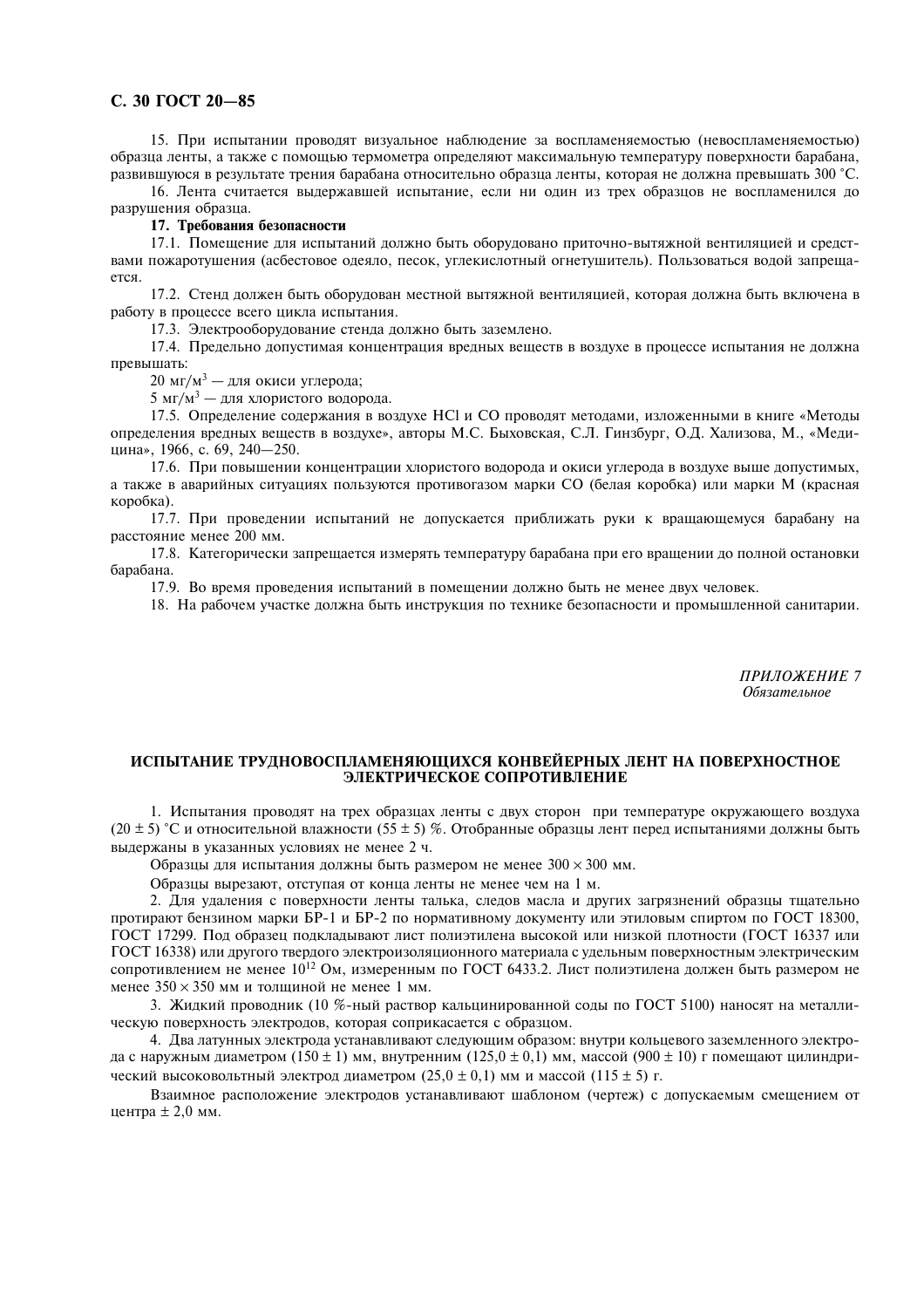15. При испытании проводят визуальное наблюдение за воспламеняемостью (невоспламеняемостью) образца ленты, а также с помощью термометра определяют максимальную температуру поверхности барабана, развившуюся в результате трения барабана относительно образца ленты, которая не должна превышать 300 °С.

16. Лента считается выдержавшей испытание, если ни один из трех образцов не воспламенился до разрушения образца.

**17. Требования безопасности**

17.1. Помещение для испытаний должно быть оборудовано приточно-вытяжной вентиляцией и средствами пожаротушения (асбестовое одеяло, песок, углекислотный огнетушитель). Пользоваться водой запрещается.

17.2. Стенд должен быть оборудован местной вытяжной вентиляцией, которая должна быть включена в работу в процессе всего цикла испытания.

17.3. Электрооборудование стенда должно быть заземлено.

17.4. Предельно допустимая концентрация вредных веществ в воздухе в процессе испытания не должна превышать:

20 мг/м$^3$ — для окиси углерода;

5 мг/м$^3$ — для хлористого водорода.

17.5. Определение содержания в воздухе HCl и CO проводят методами, изложенными в книге «Методы определения вредных веществ в воздухе», авторы М.С. Быховская, С.Л. Гинзбург, О.Д. Хализова, М., «Медицина», 1966, с. 69, 240—250.

17.6. При повышении концентрации хлористого водорода и окиси углерода в воздухе выше допустимых, а также в аварийных ситуациях пользуются противогазом марки СО (белая коробка) или марки М (красная коробка).

17.7. При проведении испытаний не допускается приближать руки к вращающемуся барабану на расстояние менее 200 мм.

17.8. Категорически запрещается измерять температуру барабана при его вращении до полной остановки барабана.

17.9. Во время проведения испытаний в помещении должно быть не менее двух человек.

18. На рабочем участке должна быть инструкция по технике безопасности и промышленной санитарии.

*ПРИЛОЖЕНИЕ 7*
*Обязательное*

## ИСПЫТАНИЕ ТРУДНОВОСПЛАМЕНЯЮЩИХСЯ КОНВЕЙЕРНЫХ ЛЕНТ НА ПОВЕРХНОСТНОЕ ЭЛЕКТРИЧЕСКОЕ СОПРОТИВЛЕНИЕ

1. Испытания проводят на трех образцах ленты с двух сторон при температуре окружающего воздуха (20 ± 5) °С и относительной влажности (55 ± 5) %. Отобранные образцы лент перед испытаниями должны быть выдержаны в указанных условиях не менее 2 ч.

Образцы для испытания должны быть размером не менее 300 × 300 мм.

Образцы вырезают, отступая от конца ленты не менее чем на 1 м.

2. Для удаления с поверхности ленты талька, следов масла и других загрязнений образцы тщательно протирают бензином марки БР-1 и БР-2 по нормативному документу или этиловым спиртом по ГОСТ 18300, ГОСТ 17299. Под образец подкладывают лист полиэтилена высокой или низкой плотности (ГОСТ 16337 или ГОСТ 16338) или другого твердого электроизоляционного материала с удельным поверхностным электрическим сопротивлением не менее $10^{12}$ Ом, измеренным по ГОСТ 6433.2. Лист полиэтилена должен быть размером не менее 350 × 350 мм и толщиной не менее 1 мм.

3. Жидкий проводник (10 %-ный раствор кальцинированной соды по ГОСТ 5100) наносят на металлическую поверхность электродов, которая соприкасается с образцом.

4. Два латунных электрода устанавливают следующим образом: внутри кольцевого заземленного электрода с наружным диаметром (150 ± 1) мм, внутренним (125,0 ± 0,1) мм, массой (900 ± 10) г помещают цилиндрический высоковольтный электрод диаметром (25,0 ± 0,1) мм и массой (115 ± 5) г.

Взаимное расположение электродов устанавливают шаблоном (чертеж) с допускаемым смещением от центра ± 2,0 мм.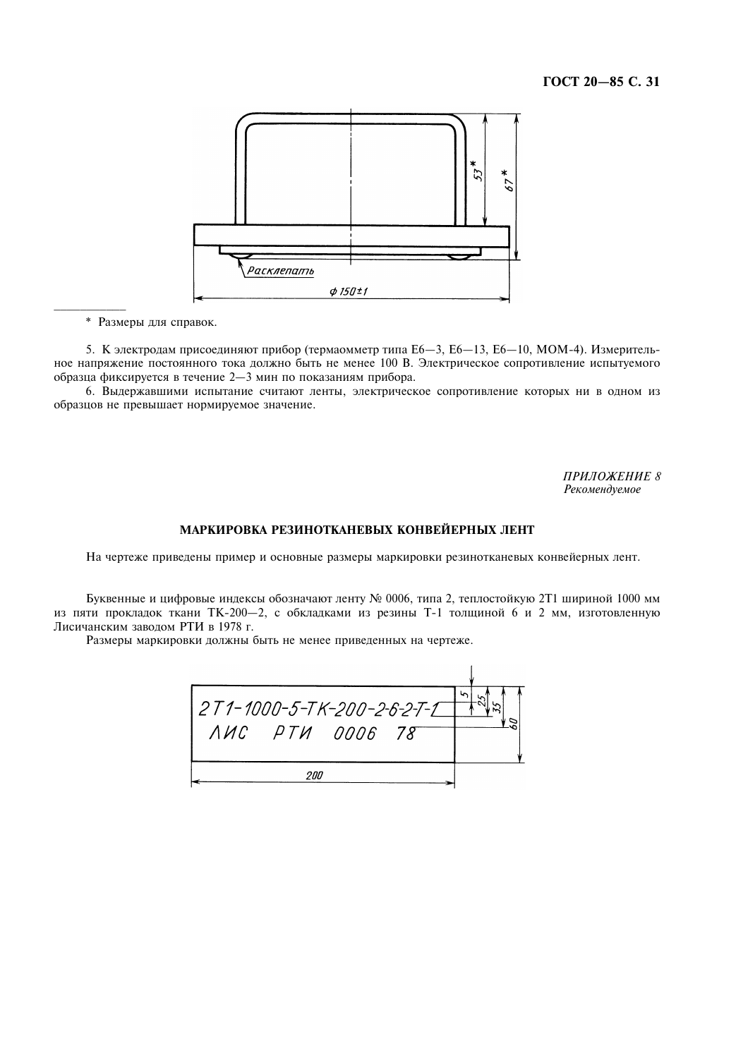* Размеры для справок.

5. К электродам присоединяют прибор (термаомметр типа Е6—3, Е6—13, Е6—10, МОМ-4). Измерительное напряжение постоянного тока должно быть не менее 100 В. Электрическое сопротивление испытуемого образца фиксируется в течение 2—3 мин по показаниям прибора.

6. Выдержавшими испытание считают ленты, электрическое сопротивление которых ни в одном из образцов не превышает нормируемое значение.

*ПРИЛОЖЕНИЕ 8*
*Рекомендуемое*

## МАРКИРОВКА РЕЗИНОТКАНЕВЫХ КОНВЕЙЕРНЫХ ЛЕНТ

На чертеже приведены пример и основные размеры маркировки резинотканевых конвейерных лент.

Буквенные и цифровые индексы обозначают ленту № 0006, типа 2, теплостойкую 2Т1 шириной 1000 мм из пяти прокладок ткани ТК-200—2, с обкладками из резины Т-1 толщиной 6 и 2 мм, изготовленную Лисичанским заводом РТИ в 1978 г.

Размеры маркировки должны быть не менее приведенных на чертеже.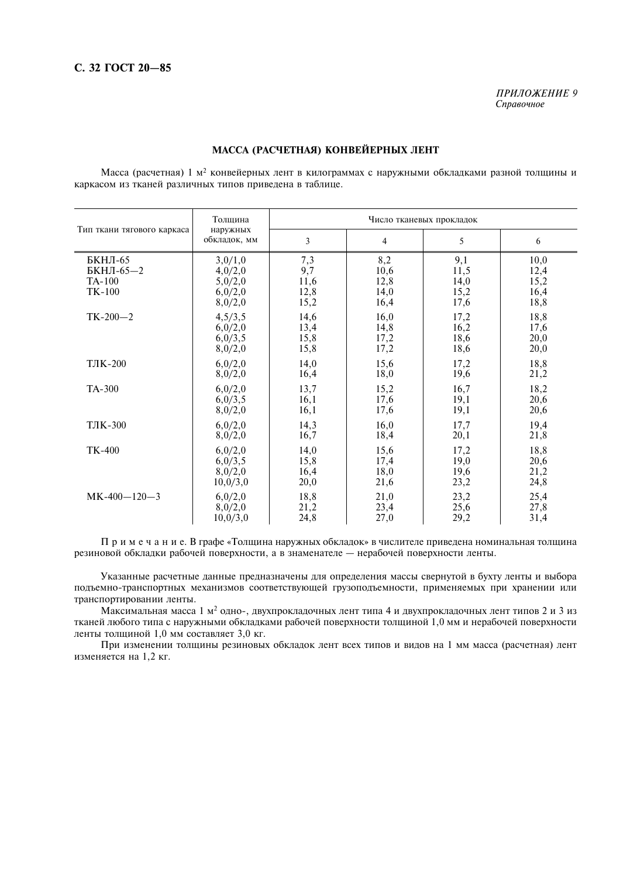*ПРИЛОЖЕНИЕ 9*
*Справочное*

## МАССА (РАСЧЕТНАЯ) КОНВЕЙЕРНЫХ ЛЕНТ

Масса (расчетная) 1 м$^2$ конвейерных лент в килограммах с наружными обкладками разной толщины и каркасом из тканей различных типов приведена в таблице.

| Тип ткани тягового каркаса | Толщина наружных обкладок, мм | Число тканевых прокладок | | | |
|---|---|---|---|---|---|
| | | 3 | 4 | 5 | 6 |
| БКНЛ-65<br>БКНЛ-65—2<br>ТА-100<br>ТК-100 | 3,0/1,0 | 7,3 | 8,2 | 9,1 | 10,0 |
| | 4,0/2,0 | 9,7 | 10,6 | 11,5 | 12,4 |
| | 5,0/2,0 | 11,6 | 12,8 | 14,0 | 15,2 |
| | 6,0/2,0 | 12,8 | 14,0 | 15,2 | 16,4 |
| | 8,0/2,0 | 15,2 | 16,4 | 17,6 | 18,8 |
| ТК-200—2 | 4,5/3,5 | 14,6 | 16,0 | 17,2 | 18,8 |
| | 6,0/2,0 | 13,4 | 14,8 | 16,2 | 17,6 |
| | 6,0/3,5 | 15,8 | 17,2 | 18,6 | 20,0 |
| | 8,0/2,0 | 15,8 | 17,2 | 18,6 | 20,0 |
| ТЛК-200 | 6,0/2,0 | 14,0 | 15,6 | 17,2 | 18,8 |
| | 8,0/2,0 | 16,4 | 18,0 | 19,6 | 21,2 |
| ТА-300 | 6,0/2,0 | 13,7 | 15,2 | 16,7 | 18,2 |
| | 6,0/3,5 | 16,1 | 17,6 | 19,1 | 20,6 |
| | 8,0/2,0 | 16,1 | 17,6 | 19,1 | 20,6 |
| ТЛК-300 | 6,0/2,0 | 14,3 | 16,0 | 17,7 | 19,4 |
| | 8,0/2,0 | 16,7 | 18,4 | 20,1 | 21,8 |
| ТК-400 | 6,0/2,0 | 14,0 | 15,6 | 17,2 | 18,8 |
| | 6,0/3,5 | 15,8 | 17,4 | 19,0 | 20,6 |
| | 8,0/2,0 | 16,4 | 18,0 | 19,6 | 21,2 |
| | 10,0/3,0 | 20,0 | 21,6 | 23,2 | 24,8 |
| МК-400—120—3 | 6,0/2,0 | 18,8 | 21,0 | 23,2 | 25,4 |
| | 8,0/2,0 | 21,2 | 23,4 | 25,6 | 27,8 |
| | 10,0/3,0 | 24,8 | 27,0 | 29,2 | 31,4 |

Примечание. В графе «Толщина наружных обкладок» в числителе приведена номинальная толщина резиновой обкладки рабочей поверхности, а в знаменателе — нерабочей поверхности ленты.

Указанные расчетные данные предназначены для определения массы свернутой в бухту ленты и выбора подъемно-транспортных механизмов соответствующей грузоподъемности, применяемых при хранении или транспортировании ленты.

Максимальная масса 1 м$^2$ одно-, двухпрокладочных лент типа 4 и двухпрокладочных лент типов 2 и 3 из тканей любого типа с наружными обкладками рабочей поверхности толщиной 1,0 мм и нерабочей поверхности ленты толщиной 1,0 мм составляет 3,0 кг.

При изменении толщины резиновых обкладок лент всех типов и видов на 1 мм масса (расчетная) лент изменяется на 1,2 кг.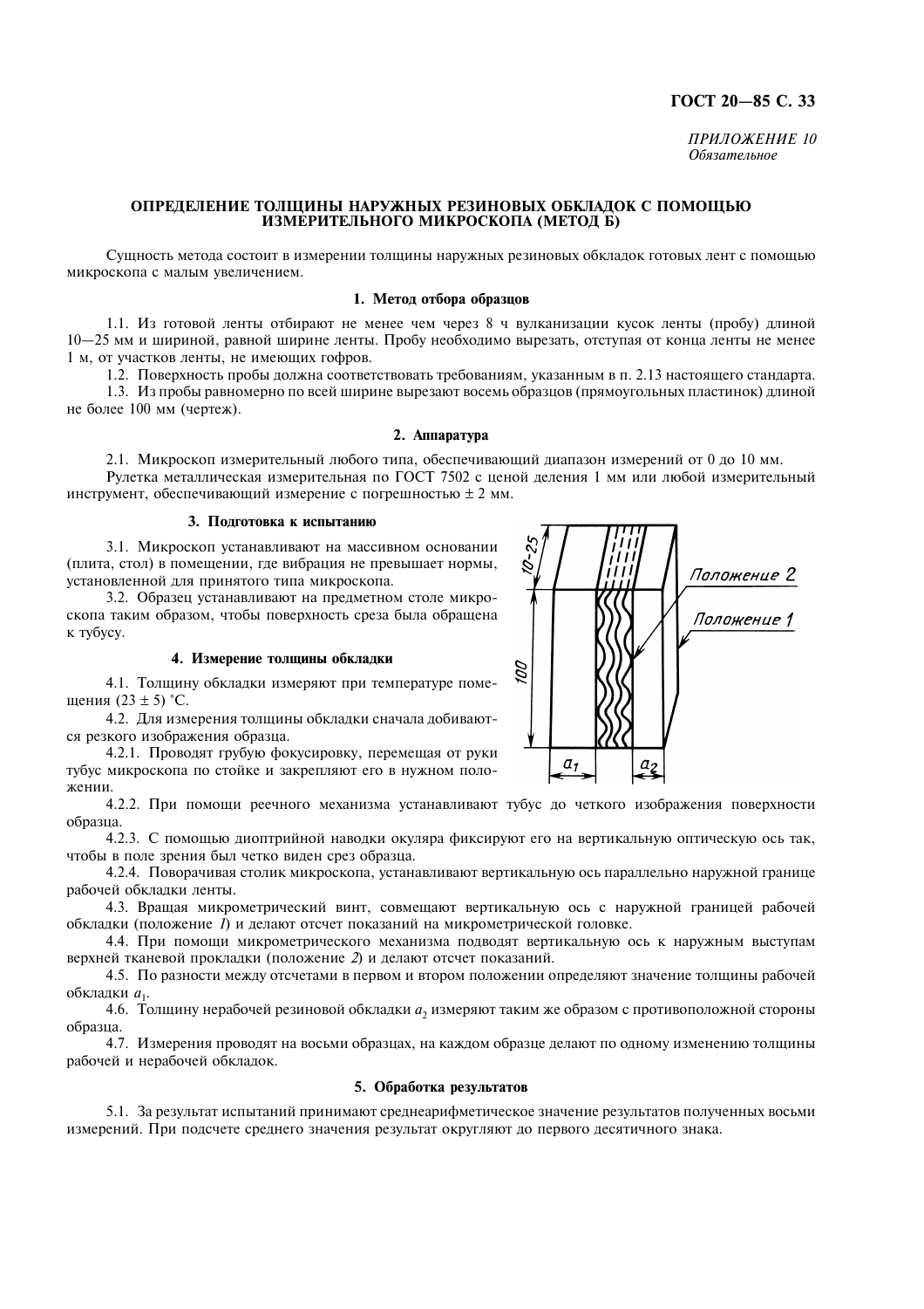*ПРИЛОЖЕНИЕ 10*
*Обязательное*

## ОПРЕДЕЛЕНИЕ ТОЛЩИНЫ НАРУЖНЫХ РЕЗИНОВЫХ ОБКЛАДОК С ПОМОЩЬЮ ИЗМЕРИТЕЛЬНОГО МИКРОСКОПА (МЕТОД Б)

Сущность метода состоит в измерении толщины наружных резиновых обкладок готовых лент с помощью микроскопа с малым увеличением.

### 1. Метод отбора образцов

1.1. Из готовой ленты отбирают не менее чем через 8 ч вулканизации кусок ленты (пробу) длиной 10—25 мм и шириной, равной ширине ленты. Пробу необходимо вырезать, отступая от конца ленты не менее 1 м, от участков ленты, не имеющих гофров.

1.2. Поверхность пробы должна соответствовать требованиям, указанным в п. 2.13 настоящего стандарта.

1.3. Из пробы равномерно по всей ширине вырезают восемь образцов (прямоугольных пластинок) длиной не более 100 мм (чертеж).

### 2. Аппаратура

2.1. Микроскоп измерительный любого типа, обеспечивающий диапазон измерений от 0 до 10 мм.

Рулетка металлическая измерительная по ГОСТ 7502 с ценой деления 1 мм или любой измерительный инструмент, обеспечивающий измерение с погрешностью ± 2 мм.

### 3. Подготовка к испытанию

3.1. Микроскоп устанавливают на массивном основании (плита, стол) в помещении, где вибрация не превышает нормы, установленной для принятого типа микроскопа.

3.2. Образец устанавливают на предметном столе микроскопа таким образом, чтобы поверхность среза была обращена к тубусу.

### 4. Измерение толщины обкладки

4.1. Толщину обкладки измеряют при температуре помещения (23 ± 5) °С.

4.2. Для измерения толщины обкладки сначала добиваются резкого изображения образца.

4.2.1. Проводят грубую фокусировку, перемещая от руки тубус микроскопа по стойке и закрепляют его в нужном положении.

4.2.2. При помощи реечного механизма устанавливают тубус до четкого изображения поверхности образца.

4.2.3. С помощью диоптрийной наводки окуляра фиксируют его на вертикальную оптическую ось так, чтобы в поле зрения был четко виден срез образца.

4.2.4. Поворачивая столик микроскопа, устанавливают вертикальную ось параллельно наружной границе рабочей обкладки ленты.

4.3. Вращая микрометрический винт, совмещают вертикальную ось с наружной границей рабочей обкладки (положение *1*) и делают отсчет показаний на микрометрической головке.

4.4. При помощи микрометрического механизма подводят вертикальную ось к наружным выступам верхней тканевой прокладки (положение *2*) и делают отсчет показаний.

4.5. По разности между отсчетами в первом и втором положении определяют значение толщины рабочей обкладки $a_1$.

4.6. Толщину нерабочей резиновой обкладки $a_2$ измеряют таким же образом с противоположной стороны образца.

4.7. Измерения проводят на восьми образцах, на каждом образце делают по одному изменению толщины рабочей и нерабочей обкладок.

### 5. Обработка результатов

5.1. За результат испытаний принимают среднеарифметическое значение результатов полученных восьми измерений. При подсчете среднего значения результат округляют до первого десятичного знака.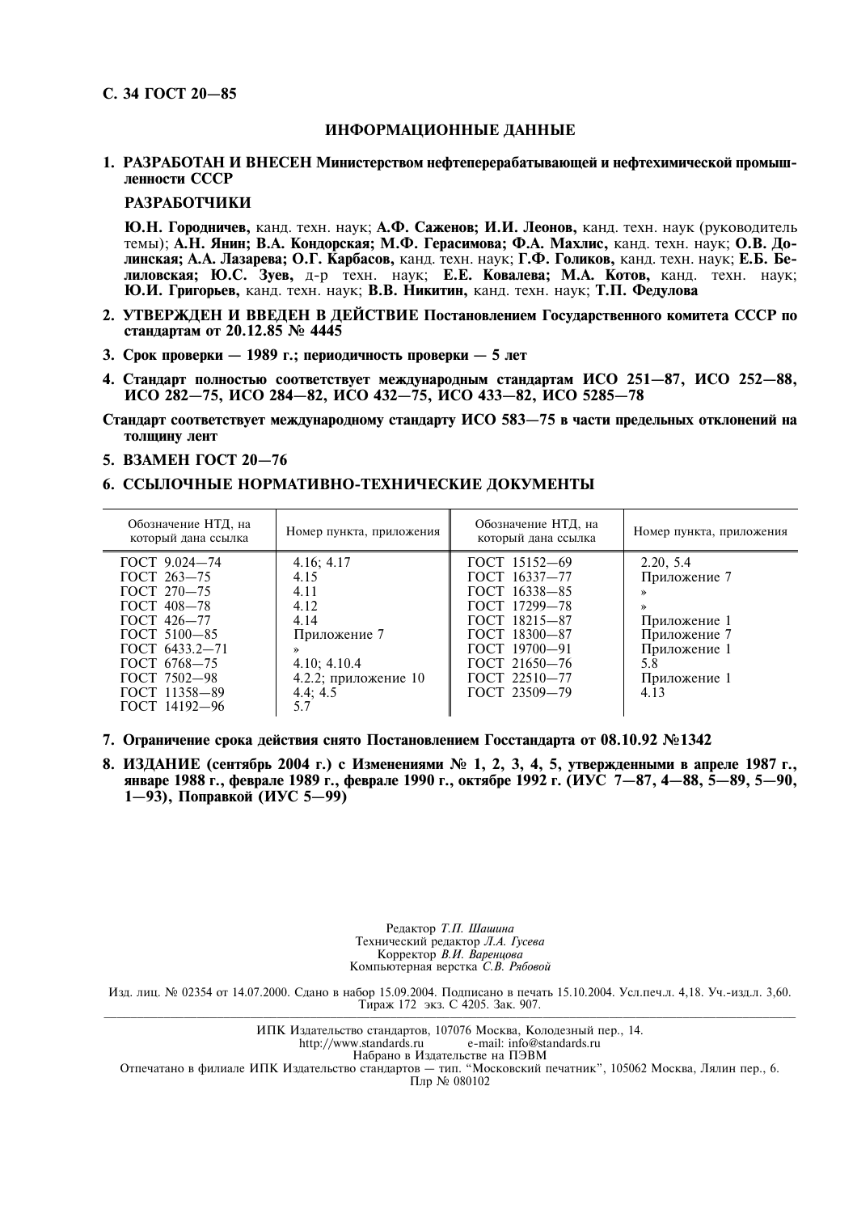## ИНФОРМАЦИОННЫЕ ДАННЫЕ

**1. РАЗРАБОТАН И ВНЕСЕН Министерством нефтеперерабатывающей и нефтехимической промышленности СССР**

**РАЗРАБОТЧИКИ**

**Ю.Н. Городничев,** канд. техн. наук; **А.Ф. Саженов; И.И. Леонов,** канд. техн. наук (руководитель темы); **А.Н. Янин; В.А. Кондорская; М.Ф. Герасимова; Ф.А. Махлис,** канд. техн. наук; **О.В. Долинская; А.А. Лазарева; О.Г. Карбасов,** канд. техн. наук; **Г.Ф. Голиков,** канд. техн. наук; **Е.Б. Белиловская; Ю.С. Зуев,** д-р техн. наук; **Е.Е. Ковалева; М.А. Котов,** канд. техн. наук; **Ю.И. Григорьев,** канд. техн. наук; **В.В. Никитин,** канд. техн. наук; **Т.П. Федулова**

**2. УТВЕРЖДЕН И ВВЕДЕН В ДЕЙСТВИЕ Постановлением Государственного комитета СССР по стандартам от 20.12.85 № 4445**

**3. Срок проверки — 1989 г.; периодичность проверки — 5 лет**

**4. Стандарт полностью соответствует международным стандартам ИСО 251—87, ИСО 252—88, ИСО 282—75, ИСО 284—82, ИСО 432—75, ИСО 433—82, ИСО 5285—78**

**Стандарт соответствует международному стандарту ИСО 583—75 в части предельных отклонений на толщину лент**

**5. ВЗАМЕН ГОСТ 20—76**

**6. ССЫЛОЧНЫЕ НОРМАТИВНО-ТЕХНИЧЕСКИЕ ДОКУМЕНТЫ**

| Обозначение НТД, на который дана ссылка | Номер пункта, приложения | Обозначение НТД, на который дана ссылка | Номер пункта, приложения |
|---|---|---|---|
| ГОСТ 9.024—74 | 4.16; 4.17 | ГОСТ 15152—69 | 2.20, 5.4 |
| ГОСТ 263—75 | 4.15 | ГОСТ 16337—77 | Приложение 7 |
| ГОСТ 270—75 | 4.11 | ГОСТ 16338—85 | » |
| ГОСТ 408—78 | 4.12 | ГОСТ 17299—78 | » |
| ГОСТ 426—77 | 4.14 | ГОСТ 18215—87 | Приложение 1 |
| ГОСТ 5100—85 | Приложение 7 | ГОСТ 18300—87 | Приложение 7 |
| ГОСТ 6433.2—71 | » | ГОСТ 19700—91 | Приложение 1 |
| ГОСТ 6768—75 | 4.10; 4.10.4 | ГОСТ 21650—76 | 5.8 |
| ГОСТ 7502—98 | 4.2.2; приложение 10 | ГОСТ 22510—77 | Приложение 1 |
| ГОСТ 11358—89 | 4.4; 4.5 | ГОСТ 23509—79 | 4.13 |
| ГОСТ 14192—96 | 5.7 | | |

**7. Ограничение срока действия снято Постановлением Госстандарта от 08.10.92 №1342**

**8. ИЗДАНИЕ (сентябрь 2004 г.) с Изменениями № 1, 2, 3, 4, 5, утвержденными в апреле 1987 г., январе 1988 г., феврале 1989 г., феврале 1990 г., октябре 1992 г. (ИУС 7—87, 4—88, 5—89, 5—90, 1—93), Поправкой (ИУС 5—99)**

Редактор *Т.П. Шашина*
Технический редактор *Л.А. Гусева*
Корректор *В.И. Варенцова*
Компьютерная верстка *С.В. Рябовой*

Изд. лиц. № 02354 от 14.07.2000. Сдано в набор 15.09.2004. Подписано в печать 15.10.2004. Усл.печ.л. 4,18. Уч.-изд.л. 3,60. Тираж 172 экз. С 4205. Зак. 907.

ИПК Издательство стандартов, 107076 Москва, Колодезный пер., 14.
http://www.standards.ru e-mail: info@standards.ru
Набрано в Издательстве на ПЭВМ
Отпечатано в филиале ИПК Издательство стандартов — тип. "Московский печатник", 105062 Москва, Лялин пер., 6.
Плр № 080102